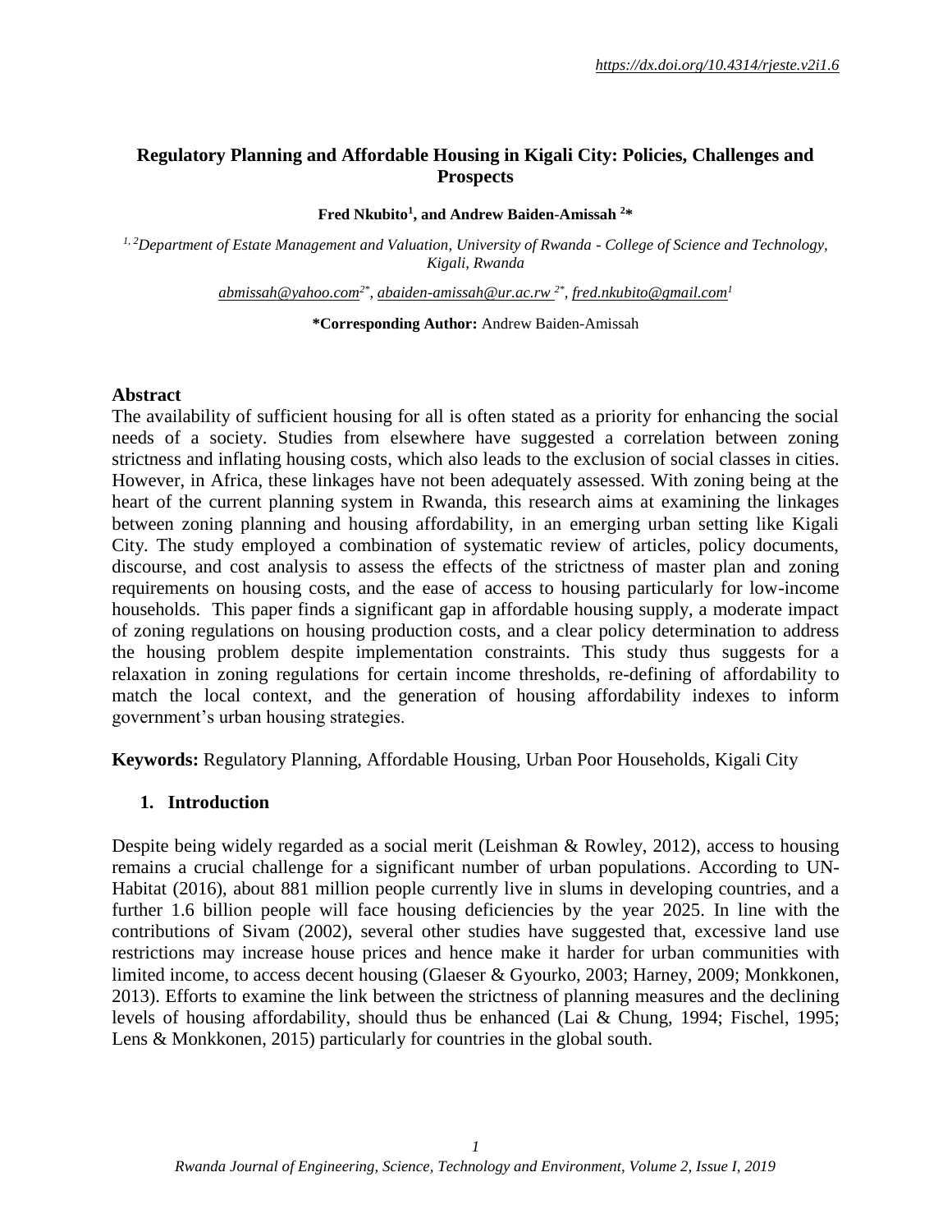https://dx.doi.org/10.4314/rjeste.v2i1.6

# Regulatory Planning and Affordable Housing in Kigali City: Policies, Challenges and Prospects

**Fred Nkubito[1], and Andrew Baiden-Amissah [2]***

*[1, 2]Department of Estate Management and Valuation, University of Rwanda - College of Science and Technology, Kigali, Rwanda*

abmissah@yahoo.com[2*], abaiden-amissah@ur.ac.rw [2*], fred.nkubito@gmail.com[1]

***Corresponding Author:** Andrew Baiden-Amissah

## Abstract

The availability of sufficient housing for all is often stated as a priority for enhancing the social needs of a society. Studies from elsewhere have suggested a correlation between zoning strictness and inflating housing costs, which also leads to the exclusion of social classes in cities. However, in Africa, these linkages have not been adequately assessed. With zoning being at the heart of the current planning system in Rwanda, this research aims at examining the linkages between zoning planning and housing affordability, in an emerging urban setting like Kigali City. The study employed a combination of systematic review of articles, policy documents, discourse, and cost analysis to assess the effects of the strictness of master plan and zoning requirements on housing costs, and the ease of access to housing particularly for low-income households. This paper finds a significant gap in affordable housing supply, a moderate impact of zoning regulations on housing production costs, and a clear policy determination to address the housing problem despite implementation constraints. This study thus suggests for a relaxation in zoning regulations for certain income thresholds, re-defining of affordability to match the local context, and the generation of housing affordability indexes to inform government's urban housing strategies.

**Keywords:** Regulatory Planning, Affordable Housing, Urban Poor Households, Kigali City

## 1. Introduction

Despite being widely regarded as a social merit (Leishman & Rowley, 2012), access to housing remains a crucial challenge for a significant number of urban populations. According to UN-Habitat (2016), about 881 million people currently live in slums in developing countries, and a further 1.6 billion people will face housing deficiencies by the year 2025. In line with the contributions of Sivam (2002), several other studies have suggested that, excessive land use restrictions may increase house prices and hence make it harder for urban communities with limited income, to access decent housing (Glaeser & Gyourko, 2003; Harney, 2009; Monkkonen, 2013). Efforts to examine the link between the strictness of planning measures and the declining levels of housing affordability, should thus be enhanced (Lai & Chung, 1994; Fischel, 1995; Lens & Monkkonen, 2015) particularly for countries in the global south.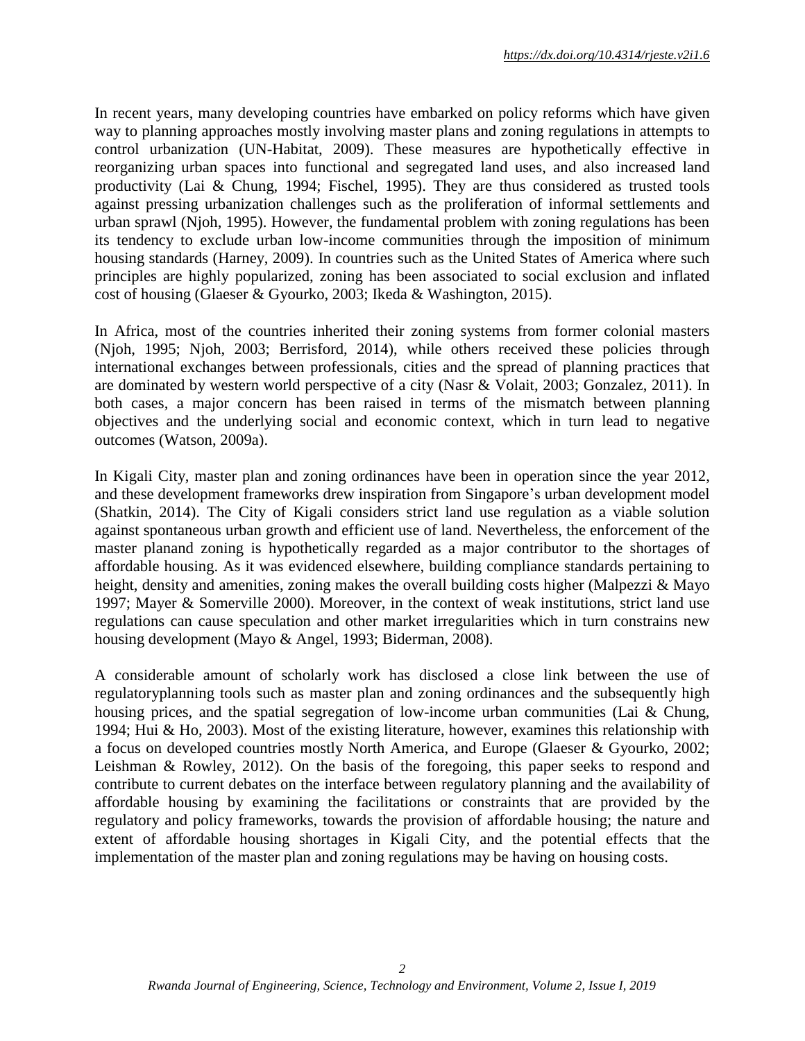In recent years, many developing countries have embarked on policy reforms which have given way to planning approaches mostly involving master plans and zoning regulations in attempts to control urbanization (UN-Habitat, 2009). These measures are hypothetically effective in reorganizing urban spaces into functional and segregated land uses, and also increased land productivity (Lai & Chung, 1994; Fischel, 1995). They are thus considered as trusted tools against pressing urbanization challenges such as the proliferation of informal settlements and urban sprawl (Njoh, 1995). However, the fundamental problem with zoning regulations has been its tendency to exclude urban low-income communities through the imposition of minimum housing standards (Harney, 2009). In countries such as the United States of America where such principles are highly popularized, zoning has been associated to social exclusion and inflated cost of housing (Glaeser & Gyourko, 2003; Ikeda & Washington, 2015).

In Africa, most of the countries inherited their zoning systems from former colonial masters (Njoh, 1995; Njoh, 2003; Berrisford, 2014), while others received these policies through international exchanges between professionals, cities and the spread of planning practices that are dominated by western world perspective of a city (Nasr & Volait, 2003; Gonzalez, 2011). In both cases, a major concern has been raised in terms of the mismatch between planning objectives and the underlying social and economic context, which in turn lead to negative outcomes (Watson, 2009a).

In Kigali City, master plan and zoning ordinances have been in operation since the year 2012, and these development frameworks drew inspiration from Singapore's urban development model (Shatkin, 2014). The City of Kigali considers strict land use regulation as a viable solution against spontaneous urban growth and efficient use of land. Nevertheless, the enforcement of the master planand zoning is hypothetically regarded as a major contributor to the shortages of affordable housing. As it was evidenced elsewhere, building compliance standards pertaining to height, density and amenities, zoning makes the overall building costs higher (Malpezzi & Mayo 1997; Mayer & Somerville 2000). Moreover, in the context of weak institutions, strict land use regulations can cause speculation and other market irregularities which in turn constrains new housing development (Mayo & Angel, 1993; Biderman, 2008).

A considerable amount of scholarly work has disclosed a close link between the use of regulatoryplanning tools such as master plan and zoning ordinances and the subsequently high housing prices, and the spatial segregation of low-income urban communities (Lai & Chung, 1994; Hui & Ho, 2003). Most of the existing literature, however, examines this relationship with a focus on developed countries mostly North America, and Europe (Glaeser & Gyourko, 2002; Leishman & Rowley, 2012). On the basis of the foregoing, this paper seeks to respond and contribute to current debates on the interface between regulatory planning and the availability of affordable housing by examining the facilitations or constraints that are provided by the regulatory and policy frameworks, towards the provision of affordable housing; the nature and extent of affordable housing shortages in Kigali City, and the potential effects that the implementation of the master plan and zoning regulations may be having on housing costs.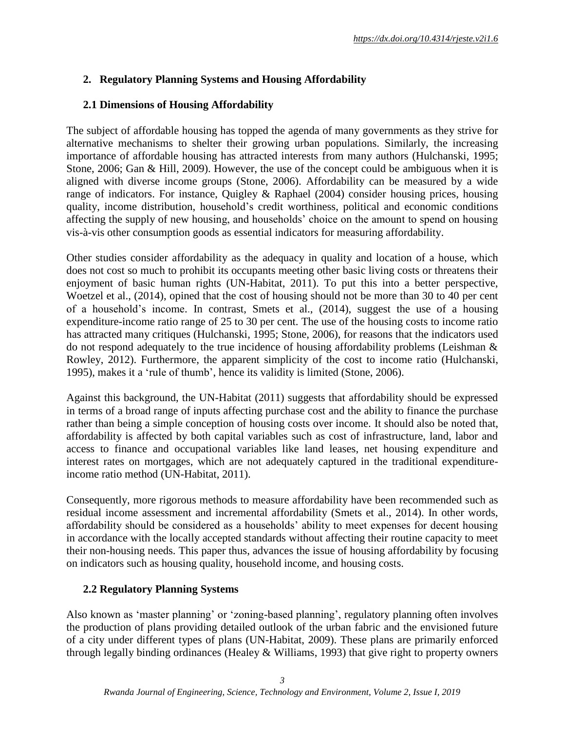## 2. Regulatory Planning Systems and Housing Affordability

### 2.1 Dimensions of Housing Affordability

The subject of affordable housing has topped the agenda of many governments as they strive for alternative mechanisms to shelter their growing urban populations. Similarly, the increasing importance of affordable housing has attracted interests from many authors (Hulchanski, 1995; Stone, 2006; Gan & Hill, 2009). However, the use of the concept could be ambiguous when it is aligned with diverse income groups (Stone, 2006). Affordability can be measured by a wide range of indicators. For instance, Quigley & Raphael (2004) consider housing prices, housing quality, income distribution, household's credit worthiness, political and economic conditions affecting the supply of new housing, and households' choice on the amount to spend on housing vis-à-vis other consumption goods as essential indicators for measuring affordability.

Other studies consider affordability as the adequacy in quality and location of a house, which does not cost so much to prohibit its occupants meeting other basic living costs or threatens their enjoyment of basic human rights (UN-Habitat, 2011). To put this into a better perspective, Woetzel et al., (2014), opined that the cost of housing should not be more than 30 to 40 per cent of a household's income. In contrast, Smets et al., (2014), suggest the use of a housing expenditure-income ratio range of 25 to 30 per cent. The use of the housing costs to income ratio has attracted many critiques (Hulchanski, 1995; Stone, 2006), for reasons that the indicators used do not respond adequately to the true incidence of housing affordability problems (Leishman & Rowley, 2012). Furthermore, the apparent simplicity of the cost to income ratio (Hulchanski, 1995), makes it a 'rule of thumb', hence its validity is limited (Stone, 2006).

Against this background, the UN-Habitat (2011) suggests that affordability should be expressed in terms of a broad range of inputs affecting purchase cost and the ability to finance the purchase rather than being a simple conception of housing costs over income. It should also be noted that, affordability is affected by both capital variables such as cost of infrastructure, land, labor and access to finance and occupational variables like land leases, net housing expenditure and interest rates on mortgages, which are not adequately captured in the traditional expenditure-income ratio method (UN-Habitat, 2011).

Consequently, more rigorous methods to measure affordability have been recommended such as residual income assessment and incremental affordability (Smets et al., 2014). In other words, affordability should be considered as a households' ability to meet expenses for decent housing in accordance with the locally accepted standards without affecting their routine capacity to meet their non-housing needs. This paper thus, advances the issue of housing affordability by focusing on indicators such as housing quality, household income, and housing costs.

### 2.2 Regulatory Planning Systems

Also known as 'master planning' or 'zoning-based planning', regulatory planning often involves the production of plans providing detailed outlook of the urban fabric and the envisioned future of a city under different types of plans (UN-Habitat, 2009). These plans are primarily enforced through legally binding ordinances (Healey & Williams, 1993) that give right to property owners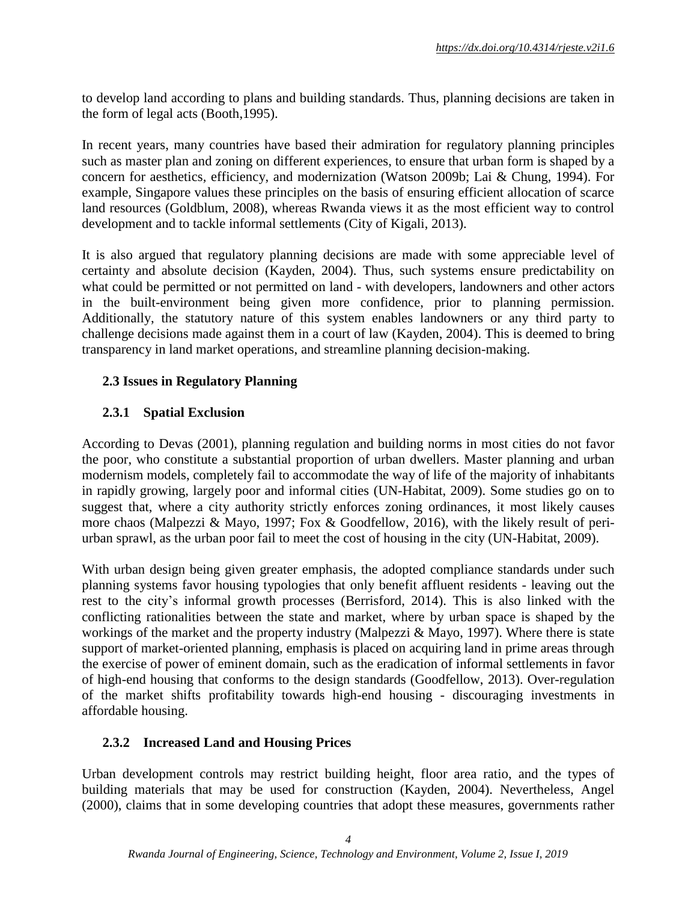to develop land according to plans and building standards. Thus, planning decisions are taken in the form of legal acts (Booth,1995).

In recent years, many countries have based their admiration for regulatory planning principles such as master plan and zoning on different experiences, to ensure that urban form is shaped by a concern for aesthetics, efficiency, and modernization (Watson 2009b; Lai & Chung, 1994). For example, Singapore values these principles on the basis of ensuring efficient allocation of scarce land resources (Goldblum, 2008), whereas Rwanda views it as the most efficient way to control development and to tackle informal settlements (City of Kigali, 2013).

It is also argued that regulatory planning decisions are made with some appreciable level of certainty and absolute decision (Kayden, 2004). Thus, such systems ensure predictability on what could be permitted or not permitted on land - with developers, landowners and other actors in the built-environment being given more confidence, prior to planning permission. Additionally, the statutory nature of this system enables landowners or any third party to challenge decisions made against them in a court of law (Kayden, 2004). This is deemed to bring transparency in land market operations, and streamline planning decision-making.

## 2.3 Issues in Regulatory Planning

### 2.3.1 Spatial Exclusion

According to Devas (2001), planning regulation and building norms in most cities do not favor the poor, who constitute a substantial proportion of urban dwellers. Master planning and urban modernism models, completely fail to accommodate the way of life of the majority of inhabitants in rapidly growing, largely poor and informal cities (UN-Habitat, 2009). Some studies go on to suggest that, where a city authority strictly enforces zoning ordinances, it most likely causes more chaos (Malpezzi & Mayo, 1997; Fox & Goodfellow, 2016), with the likely result of peri-urban sprawl, as the urban poor fail to meet the cost of housing in the city (UN-Habitat, 2009).

With urban design being given greater emphasis, the adopted compliance standards under such planning systems favor housing typologies that only benefit affluent residents - leaving out the rest to the city's informal growth processes (Berrisford, 2014). This is also linked with the conflicting rationalities between the state and market, where by urban space is shaped by the workings of the market and the property industry (Malpezzi & Mayo, 1997). Where there is state support of market-oriented planning, emphasis is placed on acquiring land in prime areas through the exercise of power of eminent domain, such as the eradication of informal settlements in favor of high-end housing that conforms to the design standards (Goodfellow, 2013). Over-regulation of the market shifts profitability towards high-end housing - discouraging investments in affordable housing.

### 2.3.2 Increased Land and Housing Prices

Urban development controls may restrict building height, floor area ratio, and the types of building materials that may be used for construction (Kayden, 2004). Nevertheless, Angel (2000), claims that in some developing countries that adopt these measures, governments rather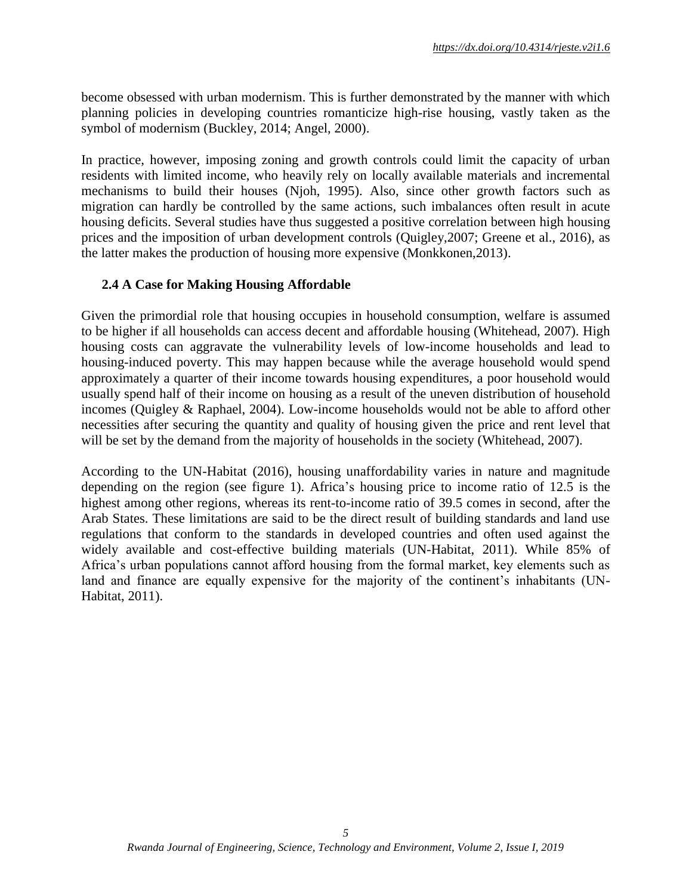become obsessed with urban modernism. This is further demonstrated by the manner with which planning policies in developing countries romanticize high-rise housing, vastly taken as the symbol of modernism (Buckley, 2014; Angel, 2000).

In practice, however, imposing zoning and growth controls could limit the capacity of urban residents with limited income, who heavily rely on locally available materials and incremental mechanisms to build their houses (Njoh, 1995). Also, since other growth factors such as migration can hardly be controlled by the same actions, such imbalances often result in acute housing deficits. Several studies have thus suggested a positive correlation between high housing prices and the imposition of urban development controls (Quigley,2007; Greene et al., 2016), as the latter makes the production of housing more expensive (Monkkonen,2013).

### 2.4 A Case for Making Housing Affordable

Given the primordial role that housing occupies in household consumption, welfare is assumed to be higher if all households can access decent and affordable housing (Whitehead, 2007). High housing costs can aggravate the vulnerability levels of low-income households and lead to housing-induced poverty. This may happen because while the average household would spend approximately a quarter of their income towards housing expenditures, a poor household would usually spend half of their income on housing as a result of the uneven distribution of household incomes (Quigley & Raphael, 2004). Low-income households would not be able to afford other necessities after securing the quantity and quality of housing given the price and rent level that will be set by the demand from the majority of households in the society (Whitehead, 2007).

According to the UN-Habitat (2016), housing unaffordability varies in nature and magnitude depending on the region (see figure 1). Africa's housing price to income ratio of 12.5 is the highest among other regions, whereas its rent-to-income ratio of 39.5 comes in second, after the Arab States. These limitations are said to be the direct result of building standards and land use regulations that conform to the standards in developed countries and often used against the widely available and cost-effective building materials (UN-Habitat, 2011). While 85% of Africa's urban populations cannot afford housing from the formal market, key elements such as land and finance are equally expensive for the majority of the continent's inhabitants (UN-Habitat, 2011).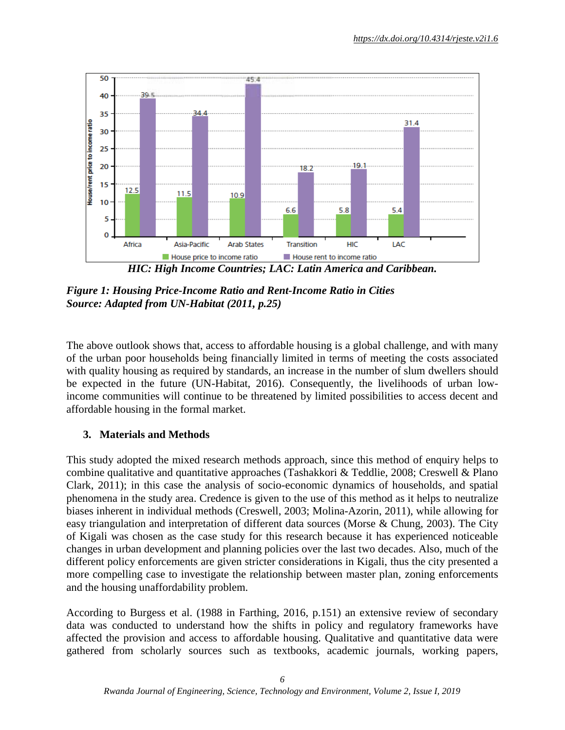| | Africa | Asia-Pacific | Arab States | Transition | HIC | LAC |
|---|---|---|---|---|---|---|
| House price to income ratio | 12.5 | 11.5 | 10.9 | 6.6 | 5.8 | 5.4 |
| House rent to income ratio | 39.5 | 34.4 | 45.4 | 18.2 | 19.1 | 31.4 |

***HIC: High Income Countries; LAC: Latin America and Caribbean.***

***Figure 1: Housing Price-Income Ratio and Rent-Income Ratio in Cities***
***Source: Adapted from UN-Habitat (2011, p.25)***

The above outlook shows that, access to affordable housing is a global challenge, and with many of the urban poor households being financially limited in terms of meeting the costs associated with quality housing as required by standards, an increase in the number of slum dwellers should be expected in the future (UN-Habitat, 2016). Consequently, the livelihoods of urban low-income communities will continue to be threatened by limited possibilities to access decent and affordable housing in the formal market.

## 3. Materials and Methods

This study adopted the mixed research methods approach, since this method of enquiry helps to combine qualitative and quantitative approaches (Tashakkori & Teddlie, 2008; Creswell & Plano Clark, 2011); in this case the analysis of socio-economic dynamics of households, and spatial phenomena in the study area. Credence is given to the use of this method as it helps to neutralize biases inherent in individual methods (Creswell, 2003; Molina-Azorin, 2011), while allowing for easy triangulation and interpretation of different data sources (Morse & Chung, 2003). The City of Kigali was chosen as the case study for this research because it has experienced noticeable changes in urban development and planning policies over the last two decades. Also, much of the different policy enforcements are given stricter considerations in Kigali, thus the city presented a more compelling case to investigate the relationship between master plan, zoning enforcements and the housing unaffordability problem.

According to Burgess et al. (1988 in Farthing, 2016, p.151) an extensive review of secondary data was conducted to understand how the shifts in policy and regulatory frameworks have affected the provision and access to affordable housing. Qualitative and quantitative data were gathered from scholarly sources such as textbooks, academic journals, working papers,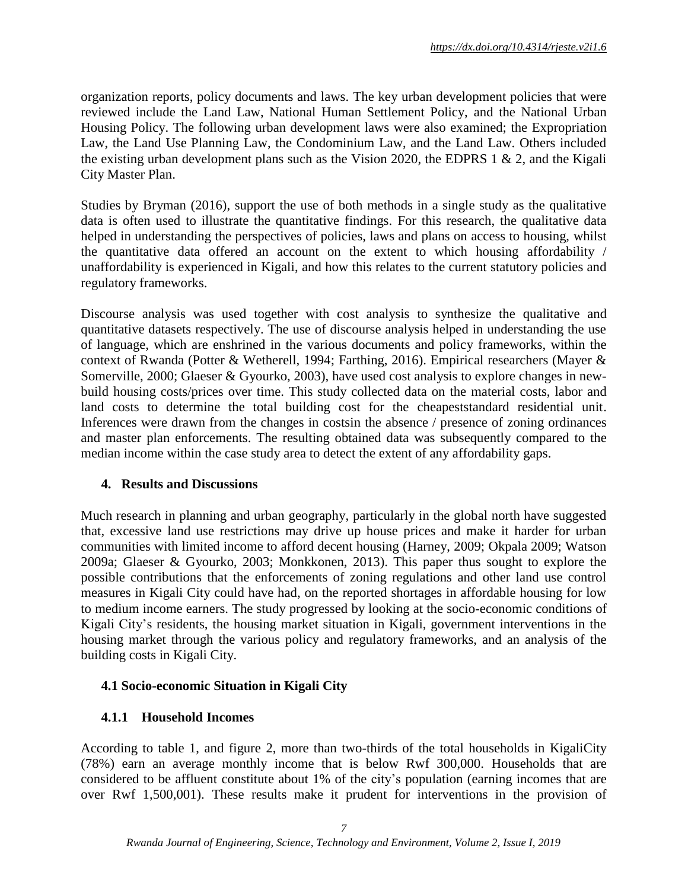organization reports, policy documents and laws. The key urban development policies that were reviewed include the Land Law, National Human Settlement Policy, and the National Urban Housing Policy. The following urban development laws were also examined; the Expropriation Law, the Land Use Planning Law, the Condominium Law, and the Land Law. Others included the existing urban development plans such as the Vision 2020, the EDPRS 1 & 2, and the Kigali City Master Plan.

Studies by Bryman (2016), support the use of both methods in a single study as the qualitative data is often used to illustrate the quantitative findings. For this research, the qualitative data helped in understanding the perspectives of policies, laws and plans on access to housing, whilst the quantitative data offered an account on the extent to which housing affordability / unaffordability is experienced in Kigali, and how this relates to the current statutory policies and regulatory frameworks.

Discourse analysis was used together with cost analysis to synthesize the qualitative and quantitative datasets respectively. The use of discourse analysis helped in understanding the use of language, which are enshrined in the various documents and policy frameworks, within the context of Rwanda (Potter & Wetherell, 1994; Farthing, 2016). Empirical researchers (Mayer & Somerville, 2000; Glaeser & Gyourko, 2003), have used cost analysis to explore changes in new-build housing costs/prices over time. This study collected data on the material costs, labor and land costs to determine the total building cost for the cheapeststandard residential unit. Inferences were drawn from the changes in costsin the absence / presence of zoning ordinances and master plan enforcements. The resulting obtained data was subsequently compared to the median income within the case study area to detect the extent of any affordability gaps.

## 4. Results and Discussions

Much research in planning and urban geography, particularly in the global north have suggested that, excessive land use restrictions may drive up house prices and make it harder for urban communities with limited income to afford decent housing (Harney, 2009; Okpala 2009; Watson 2009a; Glaeser & Gyourko, 2003; Monkkonen, 2013). This paper thus sought to explore the possible contributions that the enforcements of zoning regulations and other land use control measures in Kigali City could have had, on the reported shortages in affordable housing for low to medium income earners. The study progressed by looking at the socio-economic conditions of Kigali City's residents, the housing market situation in Kigali, government interventions in the housing market through the various policy and regulatory frameworks, and an analysis of the building costs in Kigali City.

### 4.1 Socio-economic Situation in Kigali City

#### 4.1.1 Household Incomes

According to table 1, and figure 2, more than two-thirds of the total households in KigaliCity (78%) earn an average monthly income that is below Rwf 300,000. Households that are considered to be affluent constitute about 1% of the city's population (earning incomes that are over Rwf 1,500,001). These results make it prudent for interventions in the provision of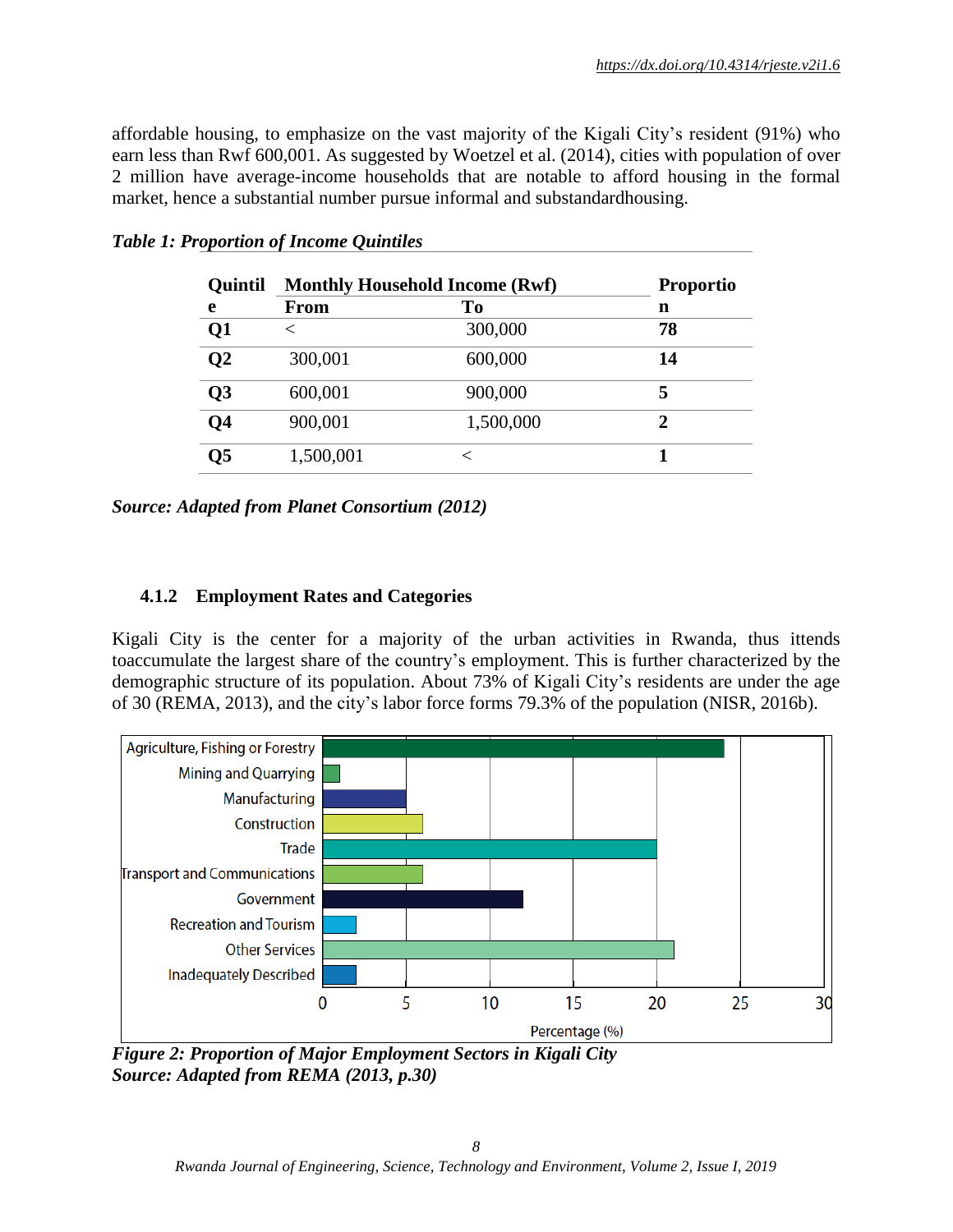affordable housing, to emphasize on the vast majority of the Kigali City's resident (91%) who earn less than Rwf 600,001. As suggested by Woetzel et al. (2014), cities with population of over 2 million have average-income households that are notable to afford housing in the formal market, hence a substantial number pursue informal and substandardhousing.

***Table 1: Proportion of Income Quintiles***

| Quintile | Monthly Household Income (Rwf) | | Proportion |
|---|---|---|---|
| | From | To | |
| **Q1** | < | 300,000 | **78** |
| **Q2** | 300,001 | 600,000 | **14** |
| **Q3** | 600,001 | 900,000 | **5** |
| **Q4** | 900,001 | 1,500,000 | **2** |
| **Q5** | 1,500,001 | < | **1** |

***Source: Adapted from Planet Consortium (2012)***

### 4.1.2 Employment Rates and Categories

Kigali City is the center for a majority of the urban activities in Rwanda, thus ittends toaccumulate the largest share of the country's employment. This is further characterized by the demographic structure of its population. About 73% of Kigali City's residents are under the age of 30 (REMA, 2013), and the city's labor force forms 79.3% of the population (NISR, 2016b).

***Figure 2: Proportion of Major Employment Sectors in Kigali City***
***Source: Adapted from REMA (2013, p.30)***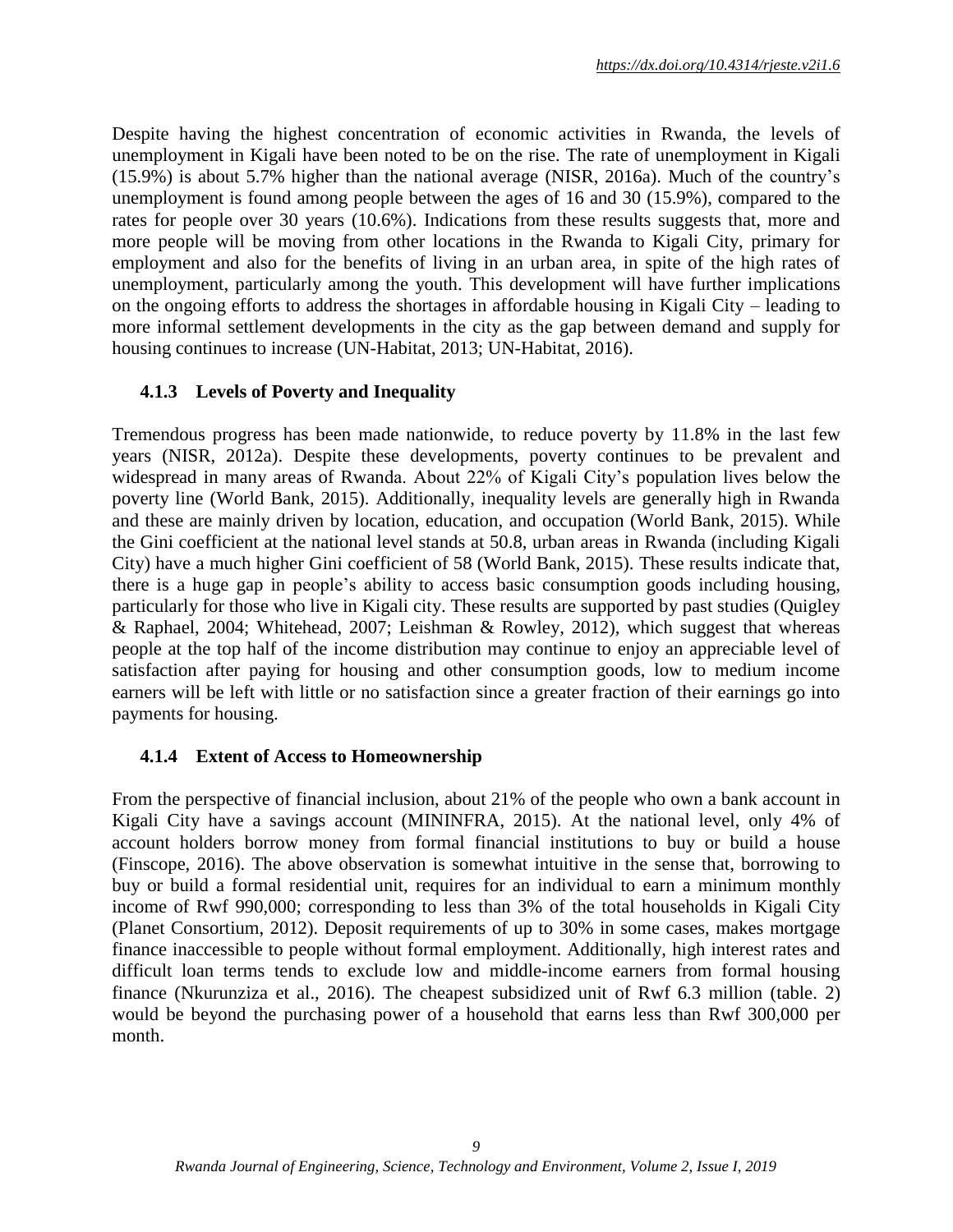Despite having the highest concentration of economic activities in Rwanda, the levels of unemployment in Kigali have been noted to be on the rise. The rate of unemployment in Kigali (15.9%) is about 5.7% higher than the national average (NISR, 2016a). Much of the country's unemployment is found among people between the ages of 16 and 30 (15.9%), compared to the rates for people over 30 years (10.6%). Indications from these results suggests that, more and more people will be moving from other locations in the Rwanda to Kigali City, primary for employment and also for the benefits of living in an urban area, in spite of the high rates of unemployment, particularly among the youth. This development will have further implications on the ongoing efforts to address the shortages in affordable housing in Kigali City – leading to more informal settlement developments in the city as the gap between demand and supply for housing continues to increase (UN-Habitat, 2013; UN-Habitat, 2016).

### 4.1.3 Levels of Poverty and Inequality

Tremendous progress has been made nationwide, to reduce poverty by 11.8% in the last few years (NISR, 2012a). Despite these developments, poverty continues to be prevalent and widespread in many areas of Rwanda. About 22% of Kigali City's population lives below the poverty line (World Bank, 2015). Additionally, inequality levels are generally high in Rwanda and these are mainly driven by location, education, and occupation (World Bank, 2015). While the Gini coefficient at the national level stands at 50.8, urban areas in Rwanda (including Kigali City) have a much higher Gini coefficient of 58 (World Bank, 2015). These results indicate that, there is a huge gap in people's ability to access basic consumption goods including housing, particularly for those who live in Kigali city. These results are supported by past studies (Quigley & Raphael, 2004; Whitehead, 2007; Leishman & Rowley, 2012), which suggest that whereas people at the top half of the income distribution may continue to enjoy an appreciable level of satisfaction after paying for housing and other consumption goods, low to medium income earners will be left with little or no satisfaction since a greater fraction of their earnings go into payments for housing.

### 4.1.4 Extent of Access to Homeownership

From the perspective of financial inclusion, about 21% of the people who own a bank account in Kigali City have a savings account (MININFRA, 2015). At the national level, only 4% of account holders borrow money from formal financial institutions to buy or build a house (Finscope, 2016). The above observation is somewhat intuitive in the sense that, borrowing to buy or build a formal residential unit, requires for an individual to earn a minimum monthly income of Rwf 990,000; corresponding to less than 3% of the total households in Kigali City (Planet Consortium, 2012). Deposit requirements of up to 30% in some cases, makes mortgage finance inaccessible to people without formal employment. Additionally, high interest rates and difficult loan terms tends to exclude low and middle-income earners from formal housing finance (Nkurunziza et al., 2016). The cheapest subsidized unit of Rwf 6.3 million (table. 2) would be beyond the purchasing power of a household that earns less than Rwf 300,000 per month.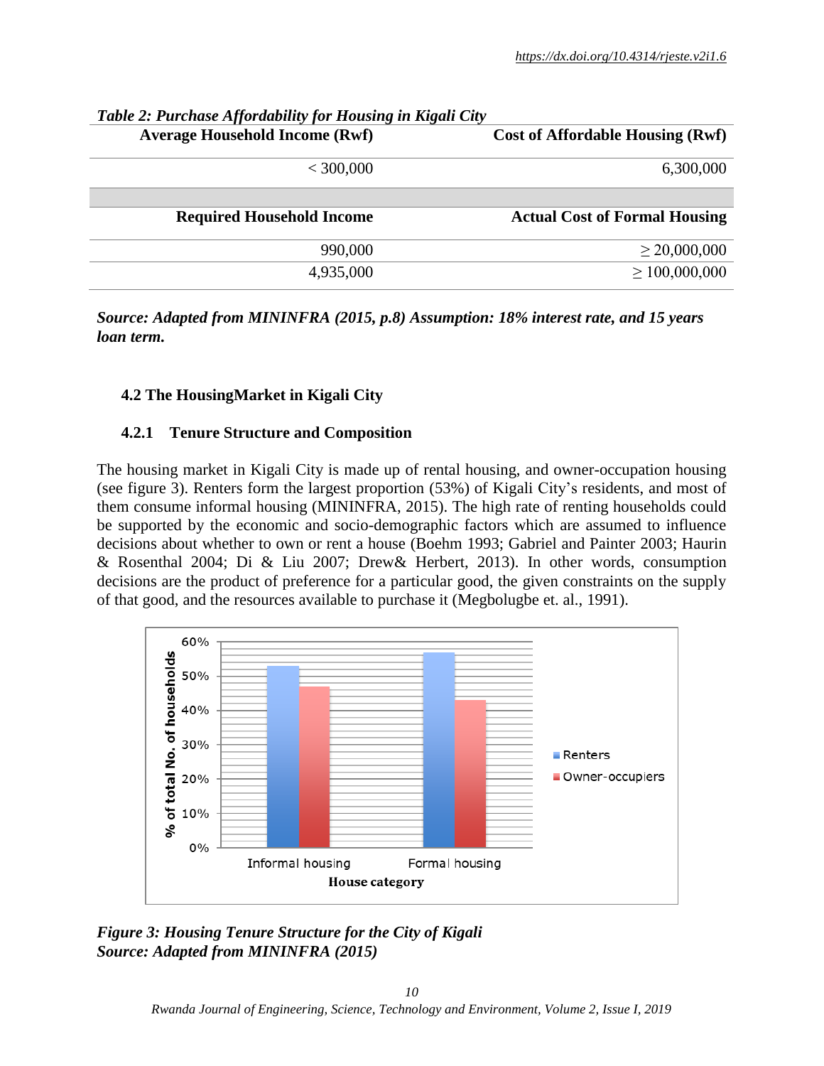*Table 2: Purchase Affordability for Housing in Kigali City*

| Average Household Income (Rwf) | Cost of Affordable Housing (Rwf) |
|---|---|
| < 300,000 | 6,300,000 |
| | |
| **Required Household Income** | **Actual Cost of Formal Housing** |
| 990,000 | ≥ 20,000,000 |
| 4,935,000 | ≥ 100,000,000 |

***Source: Adapted from MININFRA (2015, p.8) Assumption: 18% interest rate, and 15 years loan term.***

### 4.2 The HousingMarket in Kigali City

#### 4.2.1 Tenure Structure and Composition

The housing market in Kigali City is made up of rental housing, and owner-occupation housing (see figure 3). Renters form the largest proportion (53%) of Kigali City's residents, and most of them consume informal housing (MININFRA, 2015). The high rate of renting households could be supported by the economic and socio-demographic factors which are assumed to influence decisions about whether to own or rent a house (Boehm 1993; Gabriel and Painter 2003; Haurin & Rosenthal 2004; Di & Liu 2007; Drew& Herbert, 2013). In other words, consumption decisions are the product of preference for a particular good, the given constraints on the supply of that good, and the resources available to purchase it (Megbolugbe et. al., 1991).

***Figure 3: Housing Tenure Structure for the City of Kigali***
***Source: Adapted from MININFRA (2015)***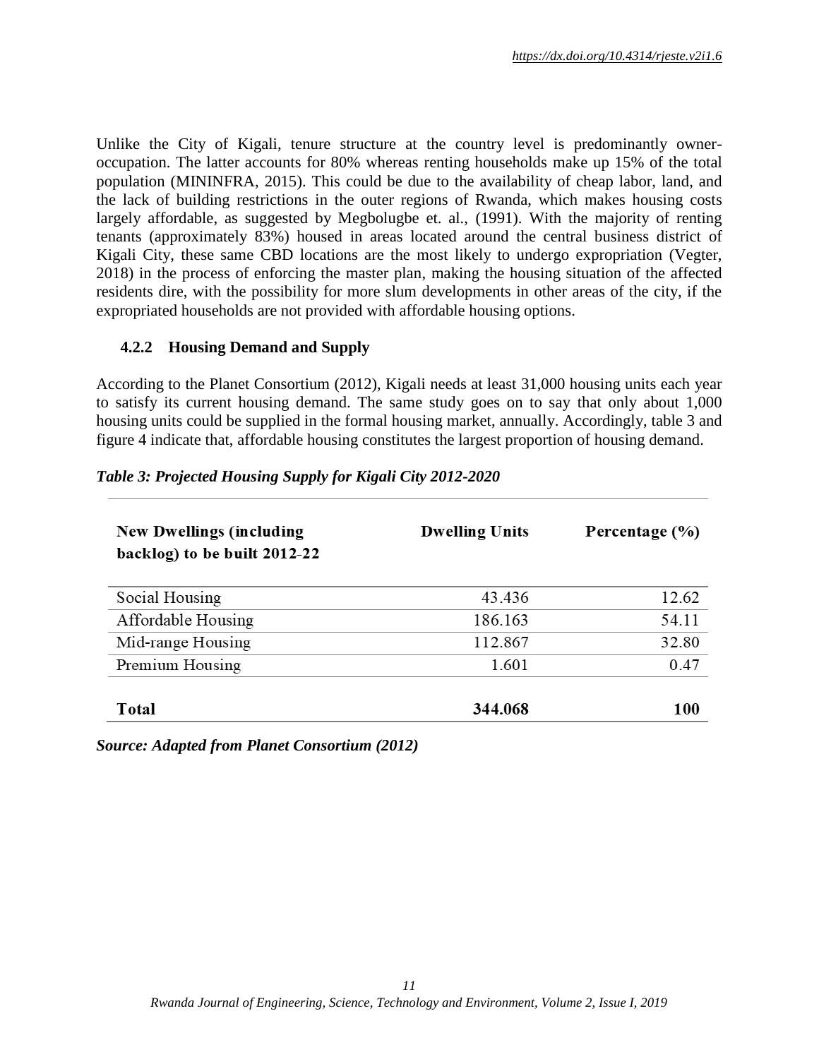Unlike the City of Kigali, tenure structure at the country level is predominantly owner-occupation. The latter accounts for 80% whereas renting households make up 15% of the total population (MININFRA, 2015). This could be due to the availability of cheap labor, land, and the lack of building restrictions in the outer regions of Rwanda, which makes housing costs largely affordable, as suggested by Megbolugbe et. al., (1991). With the majority of renting tenants (approximately 83%) housed in areas located around the central business district of Kigali City, these same CBD locations are the most likely to undergo expropriation (Vegter, 2018) in the process of enforcing the master plan, making the housing situation of the affected residents dire, with the possibility for more slum developments in other areas of the city, if the expropriated households are not provided with affordable housing options.

### 4.2.2 Housing Demand and Supply

According to the Planet Consortium (2012), Kigali needs at least 31,000 housing units each year to satisfy its current housing demand. The same study goes on to say that only about 1,000 housing units could be supplied in the formal housing market, annually. Accordingly, table 3 and figure 4 indicate that, affordable housing constitutes the largest proportion of housing demand.

***Table 3: Projected Housing Supply for Kigali City 2012-2020***

| New Dwellings (including backlog) to be built 2012-22 | Dwelling Units | Percentage (%) |
|---|---|---|
| Social Housing | 43.436 | 12.62 |
| Affordable Housing | 186.163 | 54.11 |
| Mid-range Housing | 112.867 | 32.80 |
| Premium Housing | 1.601 | 0.47 |
| **Total** | **344.068** | **100** |

***Source: Adapted from Planet Consortium (2012)***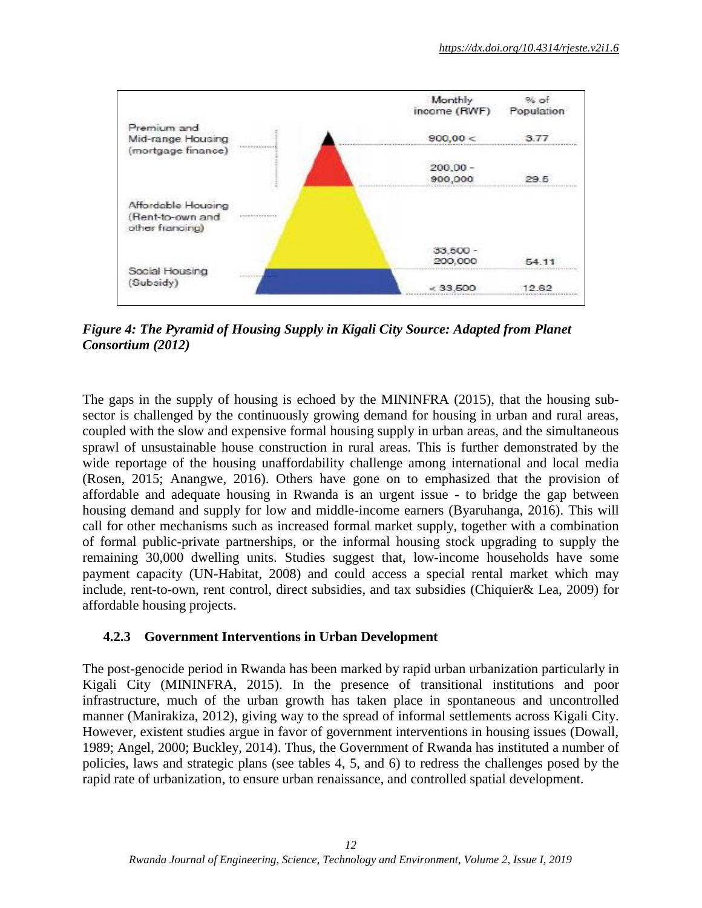| | Monthly income (RWF) | % of Population |
|---|---|---|
| Premium and Mid-range Housing (mortgage finance) | 900,00 < | 3.77 |
| | 200,00 - 900,000 | 29.5 |
| Affordable Housing (Rent-to-own and other francing) | 33,500 - 200,000 | 54.11 |
| Social Housing (Subsidy) | < 33,500 | 12.62 |

***Figure 4: The Pyramid of Housing Supply in Kigali City Source: Adapted from Planet Consortium (2012)***

The gaps in the supply of housing is echoed by the MININFRA (2015), that the housing sub-sector is challenged by the continuously growing demand for housing in urban and rural areas, coupled with the slow and expensive formal housing supply in urban areas, and the simultaneous sprawl of unsustainable house construction in rural areas. This is further demonstrated by the wide reportage of the housing unaffordability challenge among international and local media (Rosen, 2015; Anangwe, 2016). Others have gone on to emphasized that the provision of affordable and adequate housing in Rwanda is an urgent issue - to bridge the gap between housing demand and supply for low and middle-income earners (Byaruhanga, 2016). This will call for other mechanisms such as increased formal market supply, together with a combination of formal public-private partnerships, or the informal housing stock upgrading to supply the remaining 30,000 dwelling units. Studies suggest that, low-income households have some payment capacity (UN-Habitat, 2008) and could access a special rental market which may include, rent-to-own, rent control, direct subsidies, and tax subsidies (Chiquier& Lea, 2009) for affordable housing projects.

### 4.2.3 Government Interventions in Urban Development

The post-genocide period in Rwanda has been marked by rapid urban urbanization particularly in Kigali City (MININFRA, 2015). In the presence of transitional institutions and poor infrastructure, much of the urban growth has taken place in spontaneous and uncontrolled manner (Manirakiza, 2012), giving way to the spread of informal settlements across Kigali City. However, existent studies argue in favor of government interventions in housing issues (Dowall, 1989; Angel, 2000; Buckley, 2014). Thus, the Government of Rwanda has instituted a number of policies, laws and strategic plans (see tables 4, 5, and 6) to redress the challenges posed by the rapid rate of urbanization, to ensure urban renaissance, and controlled spatial development.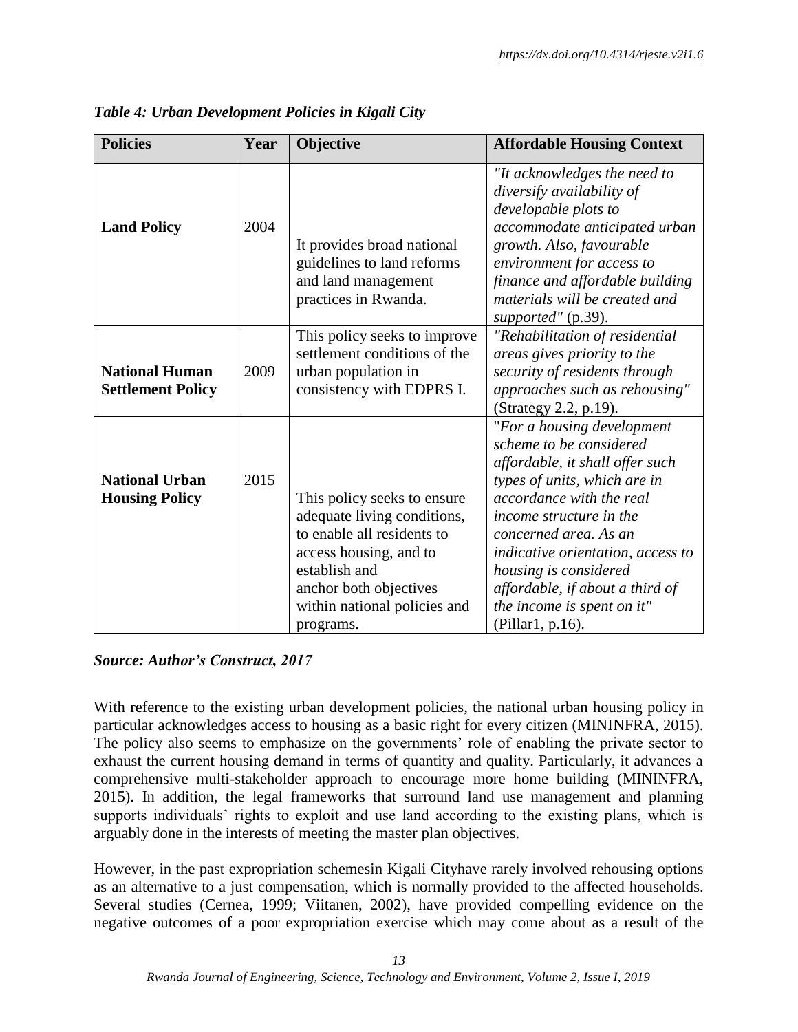*Table 4: Urban Development Policies in Kigali City*

| Policies | Year | Objective | Affordable Housing Context |
|---|---|---|---|
| **Land Policy** | 2004 | It provides broad national guidelines to land reforms and land management practices in Rwanda. | *"It acknowledges the need to diversify availability of developable plots to accommodate anticipated urban growth. Also, favourable environment for access to finance and affordable building materials will be created and supported"* (p.39). |
| **National Human Settlement Policy** | 2009 | This policy seeks to improve settlement conditions of the urban population in consistency with EDPRS I. | *"Rehabilitation of residential areas gives priority to the security of residents through approaches such as rehousing"* (Strategy 2.2, p.19). |
| **National Urban Housing Policy** | 2015 | This policy seeks to ensure adequate living conditions, to enable all residents to access housing, and to establish and anchor both objectives within national policies and programs. | "*For a housing development scheme to be considered affordable, it shall offer such types of units, which are in accordance with the real income structure in the concerned area. As an indicative orientation, access to housing is considered affordable, if about a third of the income is spent on it"* (Pillar1, p.16). |

***Source: Author's Construct, 2017***

With reference to the existing urban development policies, the national urban housing policy in particular acknowledges access to housing as a basic right for every citizen (MININFRA, 2015). The policy also seems to emphasize on the governments' role of enabling the private sector to exhaust the current housing demand in terms of quantity and quality. Particularly, it advances a comprehensive multi-stakeholder approach to encourage more home building (MININFRA, 2015). In addition, the legal frameworks that surround land use management and planning supports individuals' rights to exploit and use land according to the existing plans, which is arguably done in the interests of meeting the master plan objectives.

However, in the past expropriation schemesin Kigali Cityhave rarely involved rehousing options as an alternative to a just compensation, which is normally provided to the affected households. Several studies (Cernea, 1999; Viitanen, 2002), have provided compelling evidence on the negative outcomes of a poor expropriation exercise which may come about as a result of the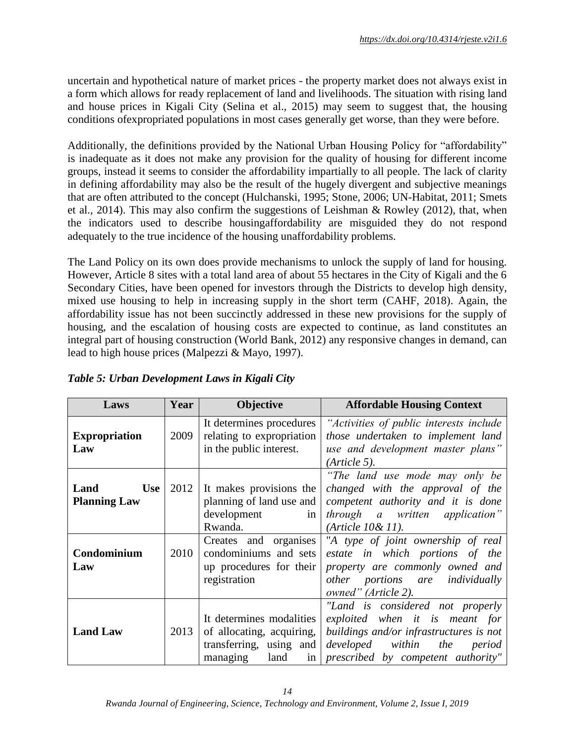uncertain and hypothetical nature of market prices - the property market does not always exist in a form which allows for ready replacement of land and livelihoods. The situation with rising land and house prices in Kigali City (Selina et al., 2015) may seem to suggest that, the housing conditions ofexpropriated populations in most cases generally get worse, than they were before.

Additionally, the definitions provided by the National Urban Housing Policy for "affordability" is inadequate as it does not make any provision for the quality of housing for different income groups, instead it seems to consider the affordability impartially to all people. The lack of clarity in defining affordability may also be the result of the hugely divergent and subjective meanings that are often attributed to the concept (Hulchanski, 1995; Stone, 2006; UN-Habitat, 2011; Smets et al., 2014). This may also confirm the suggestions of Leishman & Rowley (2012), that, when the indicators used to describe housingaffordability are misguided they do not respond adequately to the true incidence of the housing unaffordability problems.

The Land Policy on its own does provide mechanisms to unlock the supply of land for housing. However, Article 8 sites with a total land area of about 55 hectares in the City of Kigali and the 6 Secondary Cities, have been opened for investors through the Districts to develop high density, mixed use housing to help in increasing supply in the short term (CAHF, 2018). Again, the affordability issue has not been succinctly addressed in these new provisions for the supply of housing, and the escalation of housing costs are expected to continue, as land constitutes an integral part of housing construction (World Bank, 2012) any responsive changes in demand, can lead to high house prices (Malpezzi & Mayo, 1997).

***Table 5: Urban Development Laws in Kigali City***

| Laws | Year | Objective | Affordable Housing Context |
|---|---|---|---|
| **Expropriation Law** | 2009 | It determines procedures relating to expropriation in the public interest. | *"Activities of public interests include those undertaken to implement land use and development master plans" (Article 5).* |
| **Land Use Planning Law** | 2012 | It makes provisions the planning of land use and development in Rwanda. | *"The land use mode may only be changed with the approval of the competent authority and it is done through a written application" (Article 10& 11).* |
| **Condominium Law** | 2010 | Creates and organises condominiums and sets up procedures for their registration | *"A type of joint ownership of real estate in which portions of the property are commonly owned and other portions are individually owned" (Article 2).* |
| **Land Law** | 2013 | It determines modalities of allocating, acquiring, transferring, using and managing land in | *"Land is considered not properly exploited when it is meant for buildings and/or infrastructures is not developed within the period prescribed by competent authority"* |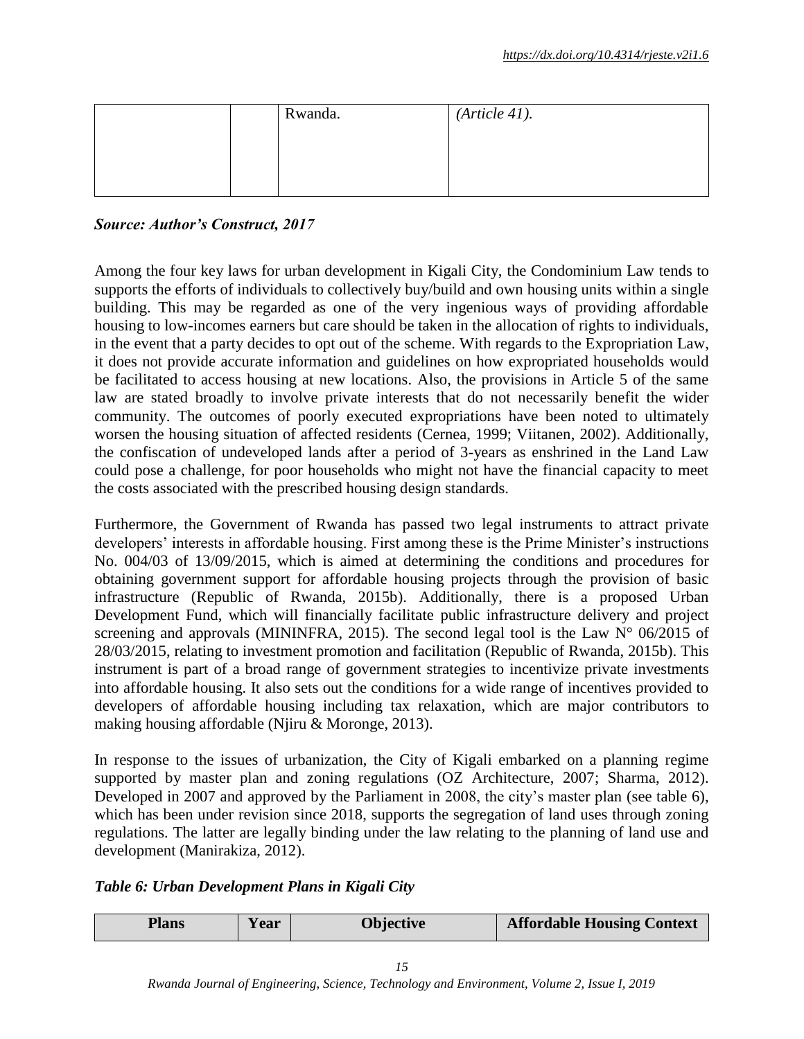|  |  | Rwanda. | *(Article 41).* |
|---|---|---|---|

***Source: Author's Construct, 2017***

Among the four key laws for urban development in Kigali City, the Condominium Law tends to supports the efforts of individuals to collectively buy/build and own housing units within a single building. This may be regarded as one of the very ingenious ways of providing affordable housing to low-incomes earners but care should be taken in the allocation of rights to individuals, in the event that a party decides to opt out of the scheme. With regards to the Expropriation Law, it does not provide accurate information and guidelines on how expropriated households would be facilitated to access housing at new locations. Also, the provisions in Article 5 of the same law are stated broadly to involve private interests that do not necessarily benefit the wider community. The outcomes of poorly executed expropriations have been noted to ultimately worsen the housing situation of affected residents (Cernea, 1999; Viitanen, 2002). Additionally, the confiscation of undeveloped lands after a period of 3-years as enshrined in the Land Law could pose a challenge, for poor households who might not have the financial capacity to meet the costs associated with the prescribed housing design standards.

Furthermore, the Government of Rwanda has passed two legal instruments to attract private developers' interests in affordable housing. First among these is the Prime Minister's instructions No. 004/03 of 13/09/2015, which is aimed at determining the conditions and procedures for obtaining government support for affordable housing projects through the provision of basic infrastructure (Republic of Rwanda, 2015b). Additionally, there is a proposed Urban Development Fund, which will financially facilitate public infrastructure delivery and project screening and approvals (MININFRA, 2015). The second legal tool is the Law N° 06/2015 of 28/03/2015, relating to investment promotion and facilitation (Republic of Rwanda, 2015b). This instrument is part of a broad range of government strategies to incentivize private investments into affordable housing. It also sets out the conditions for a wide range of incentives provided to developers of affordable housing including tax relaxation, which are major contributors to making housing affordable (Njiru & Moronge, 2013).

In response to the issues of urbanization, the City of Kigali embarked on a planning regime supported by master plan and zoning regulations (OZ Architecture, 2007; Sharma, 2012). Developed in 2007 and approved by the Parliament in 2008, the city's master plan (see table 6), which has been under revision since 2018, supports the segregation of land uses through zoning regulations. The latter are legally binding under the law relating to the planning of land use and development (Manirakiza, 2012).

***Table 6: Urban Development Plans in Kigali City***

| Plans | Year | Objective | Affordable Housing Context |
|---|---|---|---|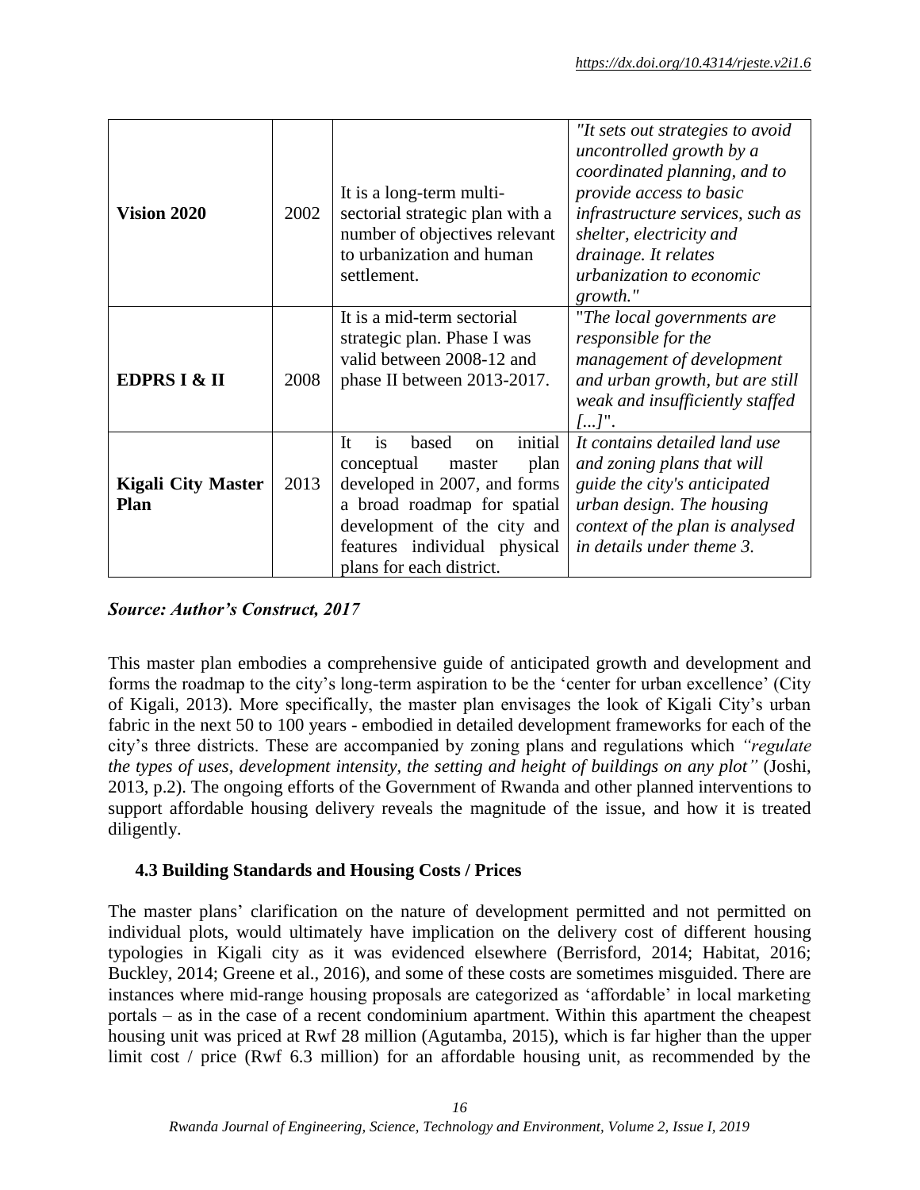| | | | |
|---|---|---|---|
| **Vision 2020** | 2002 | It is a long-term multi-sectorial strategic plan with a number of objectives relevant to urbanization and human settlement. | *"It sets out strategies to avoid uncontrolled growth by a coordinated planning, and to provide access to basic infrastructure services, such as shelter, electricity and drainage. It relates urbanization to economic growth."* |
| **EDPRS I & II** | 2008 | It is a mid-term sectorial strategic plan. Phase I was valid between 2008-12 and phase II between 2013-2017. | "*The local governments are responsible for the management of development and urban growth, but are still weak and insufficiently staffed [...]*". |
| **Kigali City Master Plan** | 2013 | It is based on initial conceptual master plan developed in 2007, and forms a broad roadmap for spatial development of the city and features individual physical plans for each district. | *It contains detailed land use and zoning plans that will guide the city's anticipated urban design. The housing context of the plan is analysed in details under theme 3.* |

***Source: Author's Construct, 2017***

This master plan embodies a comprehensive guide of anticipated growth and development and forms the roadmap to the city's long-term aspiration to be the 'center for urban excellence' (City of Kigali, 2013). More specifically, the master plan envisages the look of Kigali City's urban fabric in the next 50 to 100 years - embodied in detailed development frameworks for each of the city's three districts. These are accompanied by zoning plans and regulations which *"regulate the types of uses, development intensity, the setting and height of buildings on any plot"* (Joshi, 2013, p.2). The ongoing efforts of the Government of Rwanda and other planned interventions to support affordable housing delivery reveals the magnitude of the issue, and how it is treated diligently.

### 4.3 Building Standards and Housing Costs / Prices

The master plans' clarification on the nature of development permitted and not permitted on individual plots, would ultimately have implication on the delivery cost of different housing typologies in Kigali city as it was evidenced elsewhere (Berrisford, 2014; Habitat, 2016; Buckley, 2014; Greene et al., 2016), and some of these costs are sometimes misguided. There are instances where mid-range housing proposals are categorized as 'affordable' in local marketing portals – as in the case of a recent condominium apartment. Within this apartment the cheapest housing unit was priced at Rwf 28 million (Agutamba, 2015), which is far higher than the upper limit cost / price (Rwf 6.3 million) for an affordable housing unit, as recommended by the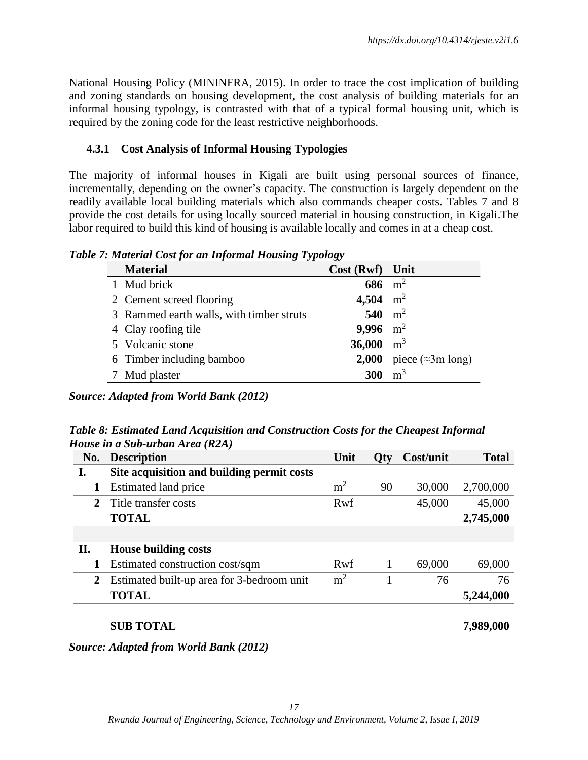National Housing Policy (MININFRA, 2015). In order to trace the cost implication of building and zoning standards on housing development, the cost analysis of building materials for an informal housing typology, is contrasted with that of a typical formal housing unit, which is required by the zoning code for the least restrictive neighborhoods.

### 4.3.1 Cost Analysis of Informal Housing Typologies

The majority of informal houses in Kigali are built using personal sources of finance, incrementally, depending on the owner's capacity. The construction is largely dependent on the readily available local building materials which also commands cheaper costs. Tables 7 and 8 provide the cost details for using locally sourced material in housing construction, in Kigali.The labor required to build this kind of housing is available locally and comes in at a cheap cost.

***Table 7: Material Cost for an Informal Housing Typology***

| | Material | Cost (Rwf) | Unit |
|---|---|---|---|
| 1 | Mud brick | **686** | $m^2$ |
| 2 | Cement screed flooring | **4,504** | $m^2$ |
| 3 | Rammed earth walls, with timber struts | **540** | $m^2$ |
| 4 | Clay roofing tile | **9,996** | $m^2$ |
| 5 | Volcanic stone | **36,000** | $m^3$ |
| 6 | Timber including bamboo | **2,000** | piece (≈3m long) |
| 7 | Mud plaster | **300** | $m^3$ |

***Source: Adapted from World Bank (2012)***

***Table 8: Estimated Land Acquisition and Construction Costs for the Cheapest Informal House in a Sub-urban Area (R2A)***

| No. | Description | Unit | Qty | Cost/unit | Total |
|---|---|---|---|---|---|
| **I.** | **Site acquisition and building permit costs** | | | | |
| **1** | Estimated land price | $m^2$ | 90 | 30,000 | 2,700,000 |
| **2** | Title transfer costs | Rwf | | 45,000 | 45,000 |
| | **TOTAL** | | | | **2,745,000** |
| | | | | | |
| **II.** | **House building costs** | | | | |
| **1** | Estimated construction cost/sqm | Rwf | 1 | 69,000 | 69,000 |
| **2** | Estimated built-up area for 3-bedroom unit | $m^2$ | 1 | 76 | 76 |
| | **TOTAL** | | | | **5,244,000** |
| | | | | | |
| | **SUB TOTAL** | | | | **7,989,000** |

***Source: Adapted from World Bank (2012)***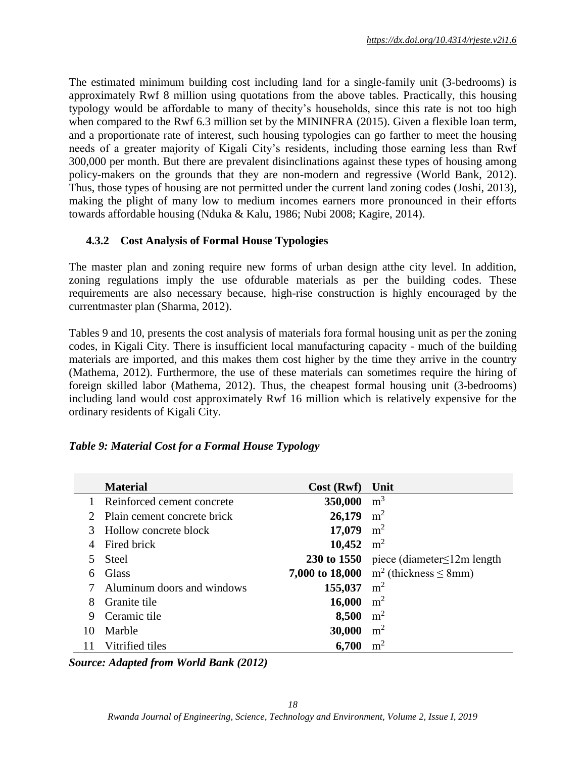The estimated minimum building cost including land for a single-family unit (3-bedrooms) is approximately Rwf 8 million using quotations from the above tables. Practically, this housing typology would be affordable to many of thecity's households, since this rate is not too high when compared to the Rwf 6.3 million set by the MININFRA (2015). Given a flexible loan term, and a proportionate rate of interest, such housing typologies can go farther to meet the housing needs of a greater majority of Kigali City's residents, including those earning less than Rwf 300,000 per month. But there are prevalent disinclinations against these types of housing among policy-makers on the grounds that they are non-modern and regressive (World Bank, 2012). Thus, those types of housing are not permitted under the current land zoning codes (Joshi, 2013), making the plight of many low to medium incomes earners more pronounced in their efforts towards affordable housing (Nduka & Kalu, 1986; Nubi 2008; Kagire, 2014).

### 4.3.2 Cost Analysis of Formal House Typologies

The master plan and zoning require new forms of urban design atthe city level. In addition, zoning regulations imply the use ofdurable materials as per the building codes. These requirements are also necessary because, high-rise construction is highly encouraged by the currentmaster plan (Sharma, 2012).

Tables 9 and 10, presents the cost analysis of materials fora formal housing unit as per the zoning codes, in Kigali City. There is insufficient local manufacturing capacity - much of the building materials are imported, and this makes them cost higher by the time they arrive in the country (Mathema, 2012). Furthermore, the use of these materials can sometimes require the hiring of foreign skilled labor (Mathema, 2012). Thus, the cheapest formal housing unit (3-bedrooms) including land would cost approximately Rwf 16 million which is relatively expensive for the ordinary residents of Kigali City.

***Table 9: Material Cost for a Formal House Typology***

| | Material | Cost (Rwf) | Unit |
|---|---|---|---|
| 1 | Reinforced cement concrete | **350,000** | $m^3$ |
| 2 | Plain cement concrete brick | **26,179** | $m^2$ |
| 3 | Hollow concrete block | **17,079** | $m^2$ |
| 4 | Fired brick | **10,452** | $m^2$ |
| 5 | Steel | **230 to 1550** | piece (diameter≤12m length |
| 6 | Glass | **7,000 to 18,000** | $m^2$ (thickness ≤ 8mm) |
| 7 | Aluminum doors and windows | **155,037** | $m^2$ |
| 8 | Granite tile | **16,000** | $m^2$ |
| 9 | Ceramic tile | **8,500** | $m^2$ |
| 10 | Marble | **30,000** | $m^2$ |
| 11 | Vitrified tiles | **6,700** | $m^2$ |

***Source: Adapted from World Bank (2012)***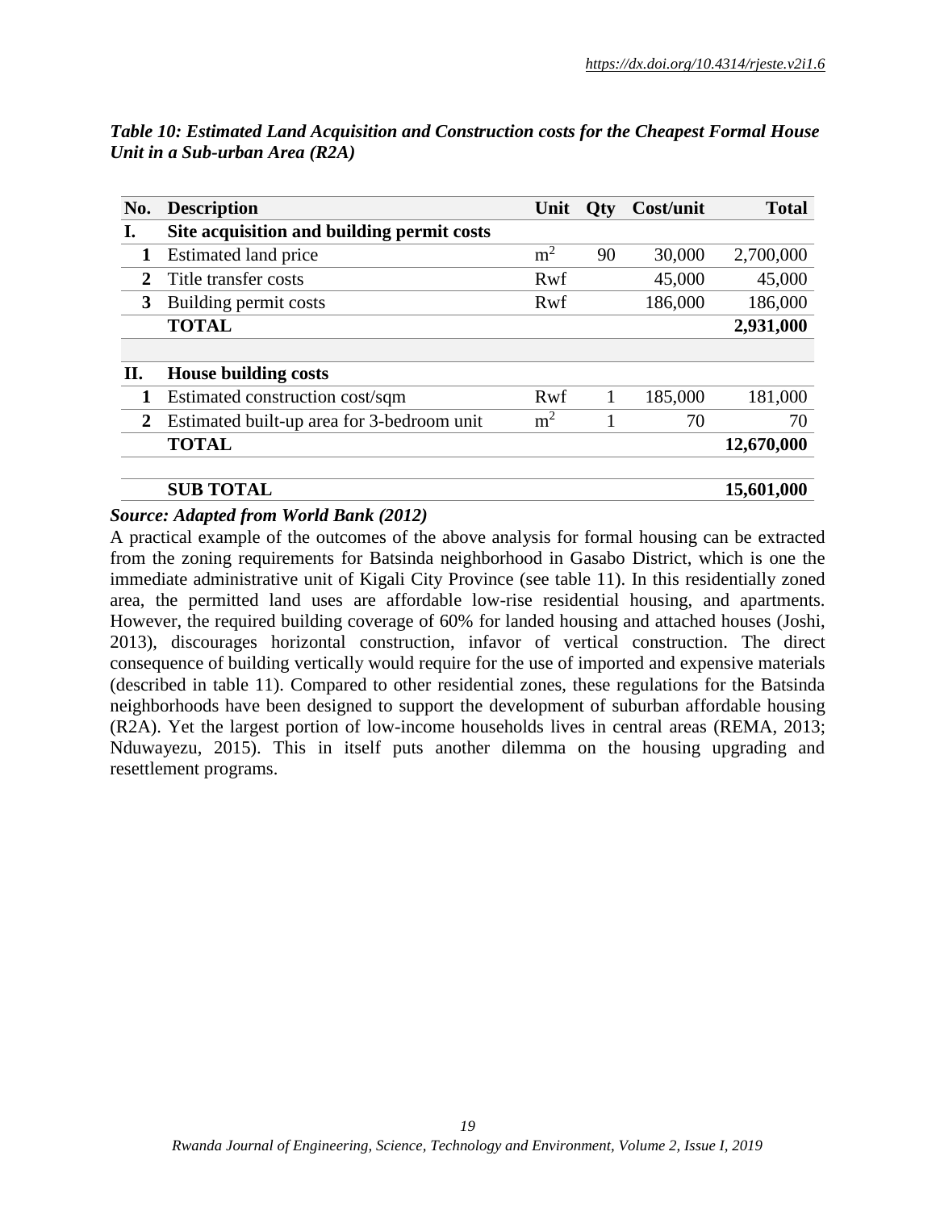*https://dx.doi.org/10.4314/rjeste.v2i1.6*

***Table 10: Estimated Land Acquisition and Construction costs for the Cheapest Formal House Unit in a Sub-urban Area (R2A)***

| No. | Description | Unit | Qty | Cost/unit | Total |
|---|---|---|---|---|---|
| **I.** | **Site acquisition and building permit costs** | | | | |
| **1** | Estimated land price | $m^2$ | 90 | 30,000 | 2,700,000 |
| **2** | Title transfer costs | Rwf | | 45,000 | 45,000 |
| **3** | Building permit costs | Rwf | | 186,000 | 186,000 |
| | **TOTAL** | | | | **2,931,000** |
| | | | | | |
| **II.** | **House building costs** | | | | |
| **1** | Estimated construction cost/sqm | Rwf | 1 | 185,000 | 181,000 |
| **2** | Estimated built-up area for 3-bedroom unit | $m^2$ | 1 | 70 | 70 |
| | **TOTAL** | | | | **12,670,000** |
| | | | | | |
| | **SUB TOTAL** | | | | **15,601,000** |

***Source: Adapted from World Bank (2012)***

A practical example of the outcomes of the above analysis for formal housing can be extracted from the zoning requirements for Batsinda neighborhood in Gasabo District, which is one the immediate administrative unit of Kigali City Province (see table 11). In this residentially zoned area, the permitted land uses are affordable low-rise residential housing, and apartments. However, the required building coverage of 60% for landed housing and attached houses (Joshi, 2013), discourages horizontal construction, infavor of vertical construction. The direct consequence of building vertically would require for the use of imported and expensive materials (described in table 11). Compared to other residential zones, these regulations for the Batsinda neighborhoods have been designed to support the development of suburban affordable housing (R2A). Yet the largest portion of low-income households lives in central areas (REMA, 2013; Nduwayezu, 2015). This in itself puts another dilemma on the housing upgrading and resettlement programs.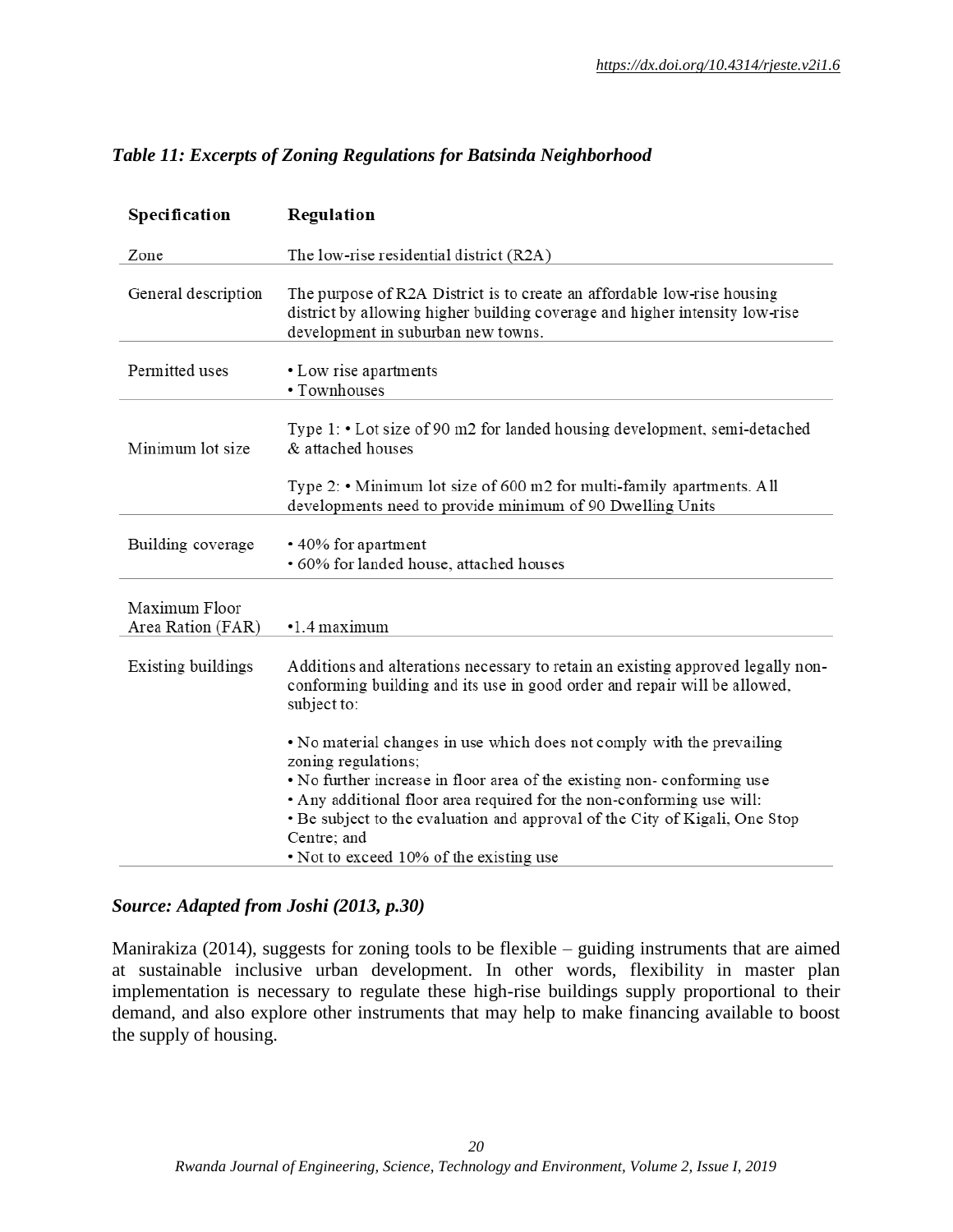*Table 11: Excerpts of Zoning Regulations for Batsinda Neighborhood*

| Specification | Regulation |
|---|---|
| Zone | The low-rise residential district (R2A) |
| General description | The purpose of R2A District is to create an affordable low-rise housing district by allowing higher building coverage and higher intensity low-rise development in suburban new towns. |
| Permitted uses | • Low rise apartments<br>• Townhouses |
| Minimum lot size | Type 1: • Lot size of 90 m2 for landed housing development, semi-detached & attached houses<br><br>Type 2: • Minimum lot size of 600 m2 for multi-family apartments. All developments need to provide minimum of 90 Dwelling Units |
| Building coverage | • 40% for apartment<br>• 60% for landed house, attached houses |
| Maximum Floor Area Ration (FAR) | •1.4 maximum |
| Existing buildings | Additions and alterations necessary to retain an existing approved legally non-conforming building and its use in good order and repair will be allowed, subject to:<br><br>• No material changes in use which does not comply with the prevailing zoning regulations;<br>• No further increase in floor area of the existing non- conforming use<br>• Any additional floor area required for the non-conforming use will:<br>• Be subject to the evaluation and approval of the City of Kigali, One Stop Centre; and<br>• Not to exceed 10% of the existing use |

***Source: Adapted from Joshi (2013, p.30)***

Manirakiza (2014), suggests for zoning tools to be flexible – guiding instruments that are aimed at sustainable inclusive urban development. In other words, flexibility in master plan implementation is necessary to regulate these high-rise buildings supply proportional to their demand, and also explore other instruments that may help to make financing available to boost the supply of housing.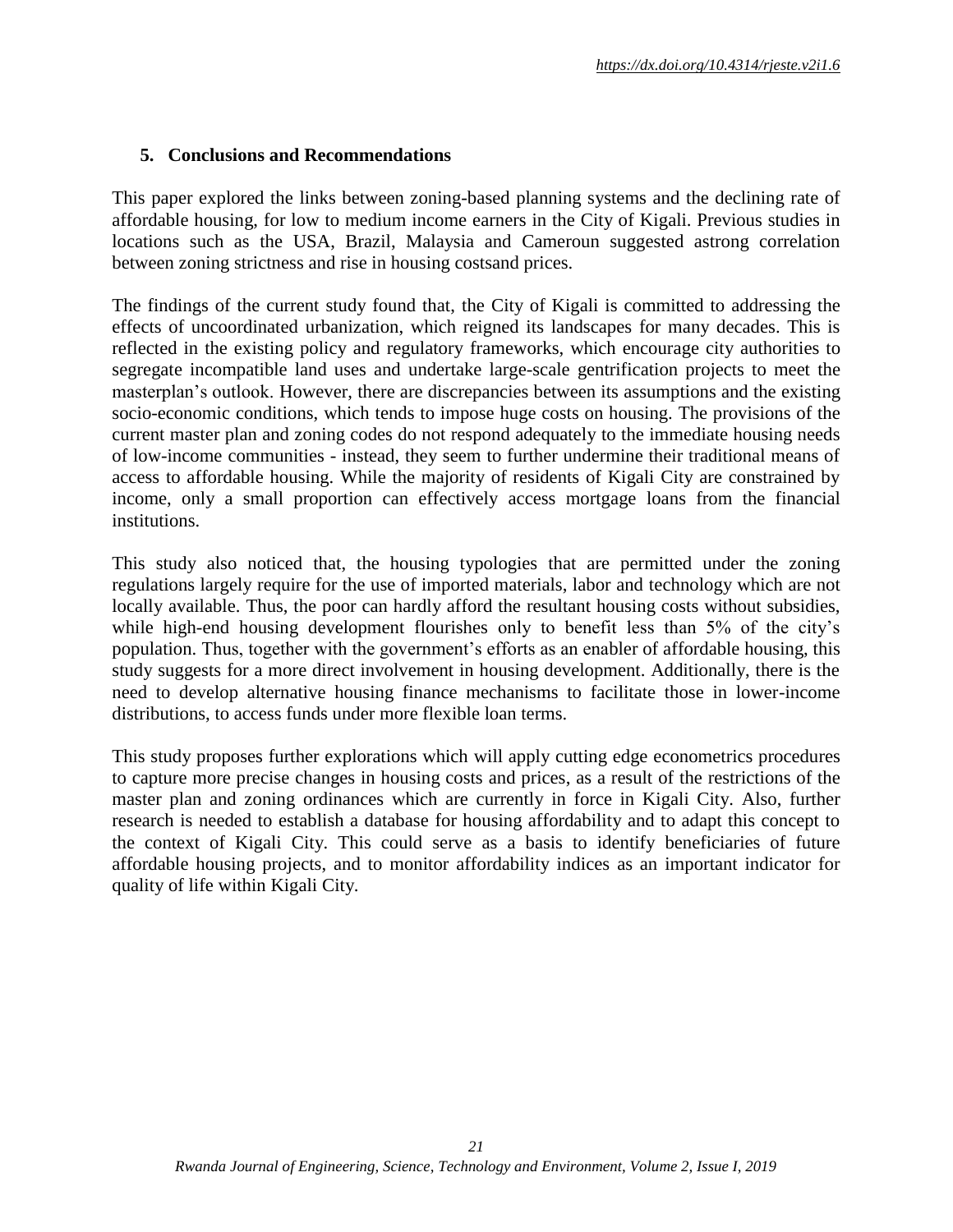## 5. Conclusions and Recommendations

This paper explored the links between zoning-based planning systems and the declining rate of affordable housing, for low to medium income earners in the City of Kigali. Previous studies in locations such as the USA, Brazil, Malaysia and Cameroun suggested astrong correlation between zoning strictness and rise in housing costsand prices.

The findings of the current study found that, the City of Kigali is committed to addressing the effects of uncoordinated urbanization, which reigned its landscapes for many decades. This is reflected in the existing policy and regulatory frameworks, which encourage city authorities to segregate incompatible land uses and undertake large-scale gentrification projects to meet the masterplan's outlook. However, there are discrepancies between its assumptions and the existing socio-economic conditions, which tends to impose huge costs on housing. The provisions of the current master plan and zoning codes do not respond adequately to the immediate housing needs of low-income communities - instead, they seem to further undermine their traditional means of access to affordable housing. While the majority of residents of Kigali City are constrained by income, only a small proportion can effectively access mortgage loans from the financial institutions.

This study also noticed that, the housing typologies that are permitted under the zoning regulations largely require for the use of imported materials, labor and technology which are not locally available. Thus, the poor can hardly afford the resultant housing costs without subsidies, while high-end housing development flourishes only to benefit less than 5% of the city's population. Thus, together with the government's efforts as an enabler of affordable housing, this study suggests for a more direct involvement in housing development. Additionally, there is the need to develop alternative housing finance mechanisms to facilitate those in lower-income distributions, to access funds under more flexible loan terms.

This study proposes further explorations which will apply cutting edge econometrics procedures to capture more precise changes in housing costs and prices, as a result of the restrictions of the master plan and zoning ordinances which are currently in force in Kigali City. Also, further research is needed to establish a database for housing affordability and to adapt this concept to the context of Kigali City. This could serve as a basis to identify beneficiaries of future affordable housing projects, and to monitor affordability indices as an important indicator for quality of life within Kigali City.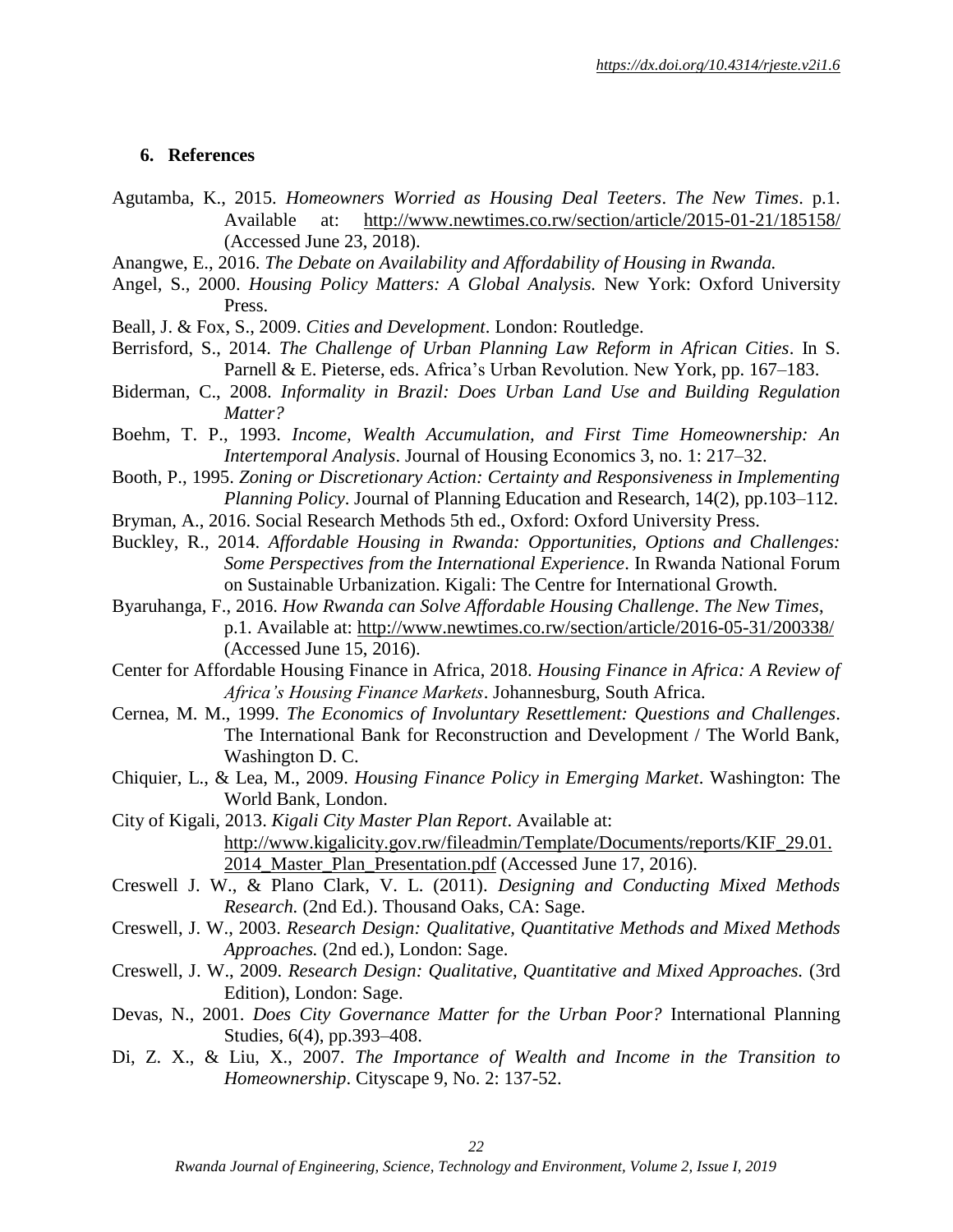## 6. References

Agutamba, K., 2015. *Homeowners Worried as Housing Deal Teeters*. *The New Times*. p.1. Available at: http://www.newtimes.co.rw/section/article/2015-01-21/185158/ (Accessed June 23, 2018).

Anangwe, E., 2016. *The Debate on Availability and Affordability of Housing in Rwanda.*

Angel, S., 2000. *Housing Policy Matters: A Global Analysis.* New York: Oxford University Press.

Beall, J. & Fox, S., 2009. *Cities and Development*. London: Routledge.

Berrisford, S., 2014. *The Challenge of Urban Planning Law Reform in African Cities*. In S. Parnell & E. Pieterse, eds. Africa's Urban Revolution. New York, pp. 167–183.

Biderman, C., 2008. *Informality in Brazil: Does Urban Land Use and Building Regulation Matter?*

Boehm, T. P., 1993. *Income, Wealth Accumulation, and First Time Homeownership: An Intertemporal Analysis*. Journal of Housing Economics 3, no. 1: 217–32.

Booth, P., 1995. *Zoning or Discretionary Action: Certainty and Responsiveness in Implementing Planning Policy*. Journal of Planning Education and Research, 14(2), pp.103–112.

Bryman, A., 2016. Social Research Methods 5th ed., Oxford: Oxford University Press.

Buckley, R., 2014. *Affordable Housing in Rwanda: Opportunities, Options and Challenges: Some Perspectives from the International Experience*. In Rwanda National Forum on Sustainable Urbanization. Kigali: The Centre for International Growth.

Byaruhanga, F., 2016. *How Rwanda can Solve Affordable Housing Challenge*. *The New Times*, p.1. Available at: http://www.newtimes.co.rw/section/article/2016-05-31/200338/ (Accessed June 15, 2016).

Center for Affordable Housing Finance in Africa, 2018. *Housing Finance in Africa: A Review of Africa's Housing Finance Markets*. Johannesburg, South Africa.

Cernea, M. M., 1999. *The Economics of Involuntary Resettlement: Questions and Challenges*. The International Bank for Reconstruction and Development / The World Bank, Washington D. C.

Chiquier, L., & Lea, M., 2009. *Housing Finance Policy in Emerging Market*. Washington: The World Bank, London.

City of Kigali, 2013. *Kigali City Master Plan Report*. Available at: http://www.kigalicity.gov.rw/fileadmin/Template/Documents/reports/KIF_29.01.2014_Master_Plan_Presentation.pdf (Accessed June 17, 2016).

Creswell J. W., & Plano Clark, V. L. (2011). *Designing and Conducting Mixed Methods Research.* (2nd Ed.). Thousand Oaks, CA: Sage.

Creswell, J. W., 2003. *Research Design: Qualitative, Quantitative Methods and Mixed Methods Approaches.* (2nd ed.), London: Sage.

Creswell, J. W., 2009. *Research Design: Qualitative, Quantitative and Mixed Approaches.* (3rd Edition), London: Sage.

Devas, N., 2001. *Does City Governance Matter for the Urban Poor?* International Planning Studies, 6(4), pp.393–408.

Di, Z. X., & Liu, X., 2007. *The Importance of Wealth and Income in the Transition to Homeownership*. Cityscape 9, No. 2: 137-52.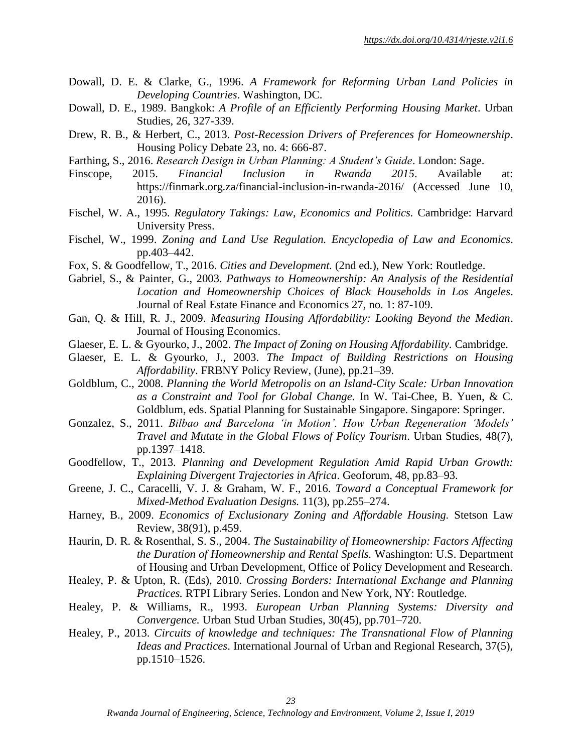Dowall, D. E. & Clarke, G., 1996. *A Framework for Reforming Urban Land Policies in Developing Countries*. Washington, DC.

Dowall, D. E., 1989. Bangkok: *A Profile of an Efficiently Performing Housing Market*. Urban Studies, 26, 327-339.

Drew, R. B., & Herbert, C., 2013. *Post-Recession Drivers of Preferences for Homeownership*. Housing Policy Debate 23, no. 4: 666-87.

Farthing, S., 2016. *Research Design in Urban Planning: A Student's Guide*. London: Sage.

Finscope, 2015. *Financial Inclusion in Rwanda 2015*. Available at: https://finmark.org.za/financial-inclusion-in-rwanda-2016/ (Accessed June 10, 2016).

Fischel, W. A., 1995. *Regulatory Takings: Law, Economics and Politics.* Cambridge: Harvard University Press.

Fischel, W., 1999. *Zoning and Land Use Regulation. Encyclopedia of Law and Economics*. pp.403–442.

Fox, S. & Goodfellow, T., 2016. *Cities and Development.* (2nd ed.), New York: Routledge.

Gabriel, S., & Painter, G., 2003. *Pathways to Homeownership: An Analysis of the Residential Location and Homeownership Choices of Black Households in Los Angeles*. Journal of Real Estate Finance and Economics 27, no. 1: 87-109.

Gan, Q. & Hill, R. J., 2009. *Measuring Housing Affordability: Looking Beyond the Median*. Journal of Housing Economics.

Glaeser, E. L. & Gyourko, J., 2002. *The Impact of Zoning on Housing Affordability.* Cambridge.

Glaeser, E. L. & Gyourko, J., 2003. *The Impact of Building Restrictions on Housing Affordability*. FRBNY Policy Review, (June), pp.21–39.

Goldblum, C., 2008. *Planning the World Metropolis on an Island-City Scale: Urban Innovation as a Constraint and Tool for Global Change*. In W. Tai-Chee, B. Yuen, & C. Goldblum, eds. Spatial Planning for Sustainable Singapore. Singapore: Springer.

Gonzalez, S., 2011. *Bilbao and Barcelona 'in Motion'. How Urban Regeneration 'Models' Travel and Mutate in the Global Flows of Policy Tourism*. Urban Studies, 48(7), pp.1397–1418.

Goodfellow, T., 2013. *Planning and Development Regulation Amid Rapid Urban Growth: Explaining Divergent Trajectories in Africa*. Geoforum, 48, pp.83–93.

Greene, J. C., Caracelli, V. J. & Graham, W. F., 2016. *Toward a Conceptual Framework for Mixed-Method Evaluation Designs.* 11(3), pp.255–274.

Harney, B., 2009. *Economics of Exclusionary Zoning and Affordable Housing.* Stetson Law Review, 38(91), p.459.

Haurin, D. R. & Rosenthal, S. S., 2004. *The Sustainability of Homeownership: Factors Affecting the Duration of Homeownership and Rental Spells.* Washington: U.S. Department of Housing and Urban Development, Office of Policy Development and Research.

Healey, P. & Upton, R. (Eds), 2010. *Crossing Borders: International Exchange and Planning Practices.* RTPI Library Series. London and New York, NY: Routledge.

Healey, P. & Williams, R., 1993. *European Urban Planning Systems: Diversity and Convergence.* Urban Stud Urban Studies, 30(45), pp.701–720.

Healey, P., 2013. *Circuits of knowledge and techniques: The Transnational Flow of Planning Ideas and Practices*. International Journal of Urban and Regional Research, 37(5), pp.1510–1526.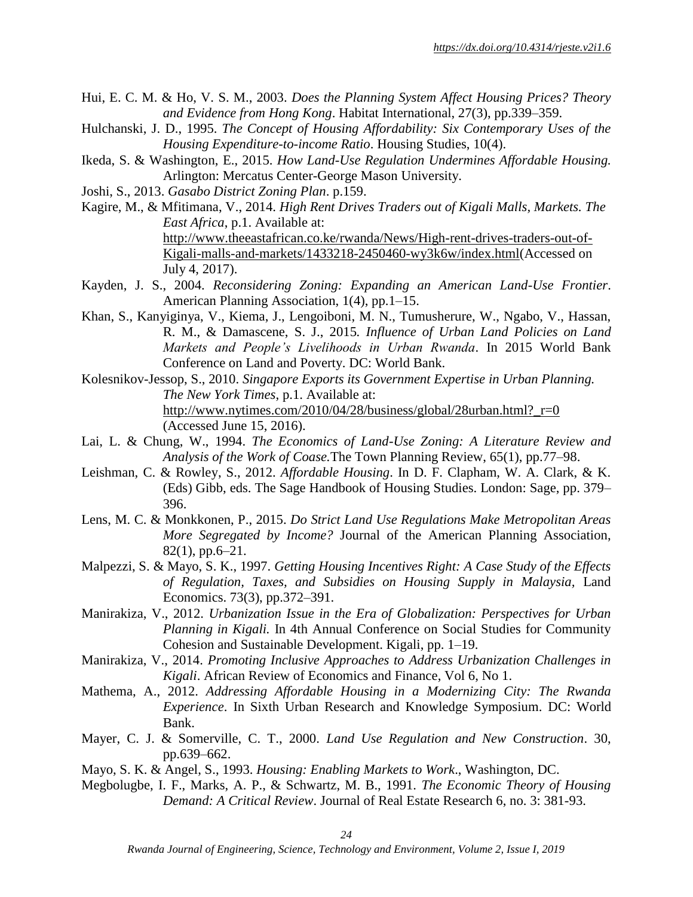Hui, E. C. M. & Ho, V. S. M., 2003. *Does the Planning System Affect Housing Prices? Theory and Evidence from Hong Kong*. Habitat International, 27(3), pp.339–359.

Hulchanski, J. D., 1995. *The Concept of Housing Affordability: Six Contemporary Uses of the Housing Expenditure-to-income Ratio*. Housing Studies, 10(4).

Ikeda, S. & Washington, E., 2015. *How Land-Use Regulation Undermines Affordable Housing.* Arlington: Mercatus Center-George Mason University.

Joshi, S., 2013. *Gasabo District Zoning Plan*. p.159.

Kagire, M., & Mfitimana, V., 2014. *High Rent Drives Traders out of Kigali Malls, Markets. The East Africa*, p.1. Available at: http://www.theeastafrican.co.ke/rwanda/News/High-rent-drives-traders-out-of-Kigali-malls-and-markets/1433218-2450460-wy3k6w/index.html(Accessed on July 4, 2017).

Kayden, J. S., 2004. *Reconsidering Zoning: Expanding an American Land-Use Frontier*. American Planning Association, 1(4), pp.1–15.

Khan, S., Kanyiginya, V., Kiema, J., Lengoiboni, M. N., Tumusherure, W., Ngabo, V., Hassan, R. M., & Damascene, S. J., 2015. *Influence of Urban Land Policies on Land Markets and People's Livelihoods in Urban Rwanda*. In 2015 World Bank Conference on Land and Poverty. DC: World Bank.

Kolesnikov-Jessop, S., 2010. *Singapore Exports its Government Expertise in Urban Planning. The New York Times*, p.1. Available at: http://www.nytimes.com/2010/04/28/business/global/28urban.html?_r=0 (Accessed June 15, 2016).

Lai, L. & Chung, W., 1994. *The Economics of Land-Use Zoning: A Literature Review and Analysis of the Work of Coase.*The Town Planning Review, 65(1), pp.77–98.

Leishman, C. & Rowley, S., 2012. *Affordable Housing*. In D. F. Clapham, W. A. Clark, & K. (Eds) Gibb, eds. The Sage Handbook of Housing Studies. London: Sage, pp. 379–396.

Lens, M. C. & Monkkonen, P., 2015. *Do Strict Land Use Regulations Make Metropolitan Areas More Segregated by Income?* Journal of the American Planning Association, 82(1), pp.6–21.

Malpezzi, S. & Mayo, S. K., 1997. *Getting Housing Incentives Right: A Case Study of the Effects of Regulation, Taxes, and Subsidies on Housing Supply in Malaysia,* Land Economics. 73(3), pp.372–391.

Manirakiza, V., 2012. *Urbanization Issue in the Era of Globalization: Perspectives for Urban Planning in Kigali.* In 4th Annual Conference on Social Studies for Community Cohesion and Sustainable Development. Kigali, pp. 1–19.

Manirakiza, V., 2014. *Promoting Inclusive Approaches to Address Urbanization Challenges in Kigali*. African Review of Economics and Finance, Vol 6, No 1.

Mathema, A., 2012. *Addressing Affordable Housing in a Modernizing City: The Rwanda Experience*. In Sixth Urban Research and Knowledge Symposium. DC: World Bank.

Mayer, C. J. & Somerville, C. T., 2000. *Land Use Regulation and New Construction*. 30, pp.639–662.

Mayo, S. K. & Angel, S., 1993. *Housing: Enabling Markets to Work*., Washington, DC.

Megbolugbe, I. F., Marks, A. P., & Schwartz, M. B., 1991. *The Economic Theory of Housing Demand: A Critical Review*. Journal of Real Estate Research 6, no. 3: 381-93.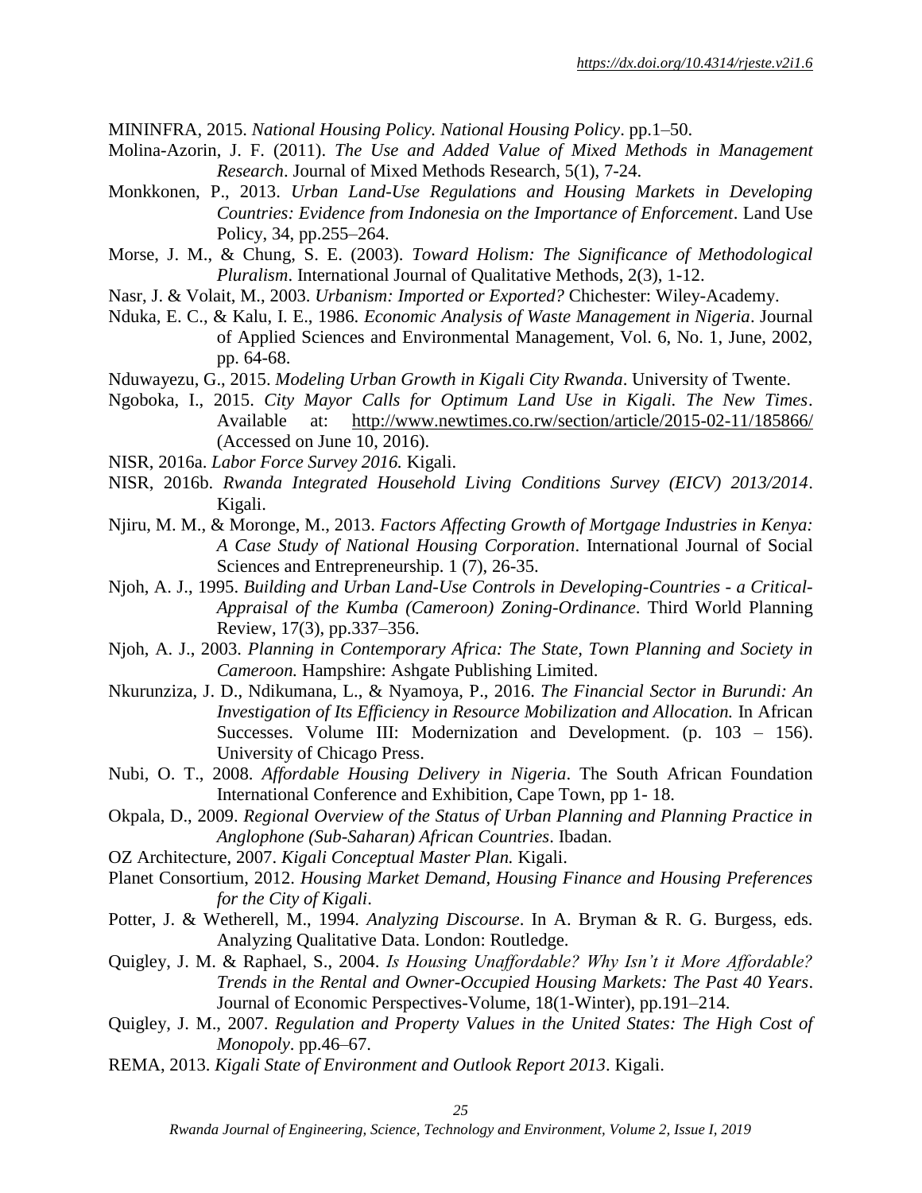MININFRA, 2015. *National Housing Policy. National Housing Policy*. pp.1–50.

Molina-Azorin, J. F. (2011). *The Use and Added Value of Mixed Methods in Management Research*. Journal of Mixed Methods Research, 5(1), 7-24.

Monkkonen, P., 2013. *Urban Land-Use Regulations and Housing Markets in Developing Countries: Evidence from Indonesia on the Importance of Enforcement*. Land Use Policy, 34, pp.255–264.

Morse, J. M., & Chung, S. E. (2003). *Toward Holism: The Significance of Methodological Pluralism*. International Journal of Qualitative Methods, 2(3), 1-12.

Nasr, J. & Volait, M., 2003. *Urbanism: Imported or Exported?* Chichester: Wiley-Academy.

Nduka, E. C., & Kalu, I. E., 1986. *Economic Analysis of Waste Management in Nigeria*. Journal of Applied Sciences and Environmental Management, Vol. 6, No. 1, June, 2002, pp. 64-68.

Nduwayezu, G., 2015. *Modeling Urban Growth in Kigali City Rwanda*. University of Twente.

Ngoboka, I., 2015. *City Mayor Calls for Optimum Land Use in Kigali. The New Times*. Available at: http://www.newtimes.co.rw/section/article/2015-02-11/185866/ (Accessed on June 10, 2016).

NISR, 2016a. *Labor Force Survey 2016.* Kigali.

NISR, 2016b. *Rwanda Integrated Household Living Conditions Survey (EICV) 2013/2014*. Kigali.

Njiru, M. M., & Moronge, M., 2013. *Factors Affecting Growth of Mortgage Industries in Kenya: A Case Study of National Housing Corporation*. International Journal of Social Sciences and Entrepreneurship. 1 (7), 26-35.

Njoh, A. J., 1995. *Building and Urban Land-Use Controls in Developing-Countries - a Critical-Appraisal of the Kumba (Cameroon) Zoning-Ordinance*. Third World Planning Review, 17(3), pp.337–356.

Njoh, A. J., 2003. *Planning in Contemporary Africa: The State, Town Planning and Society in Cameroon.* Hampshire: Ashgate Publishing Limited.

Nkurunziza, J. D., Ndikumana, L., & Nyamoya, P., 2016. *The Financial Sector in Burundi: An Investigation of Its Efficiency in Resource Mobilization and Allocation.* In African Successes. Volume III: Modernization and Development. (p. 103 – 156). University of Chicago Press.

Nubi, O. T., 2008. *Affordable Housing Delivery in Nigeria*. The South African Foundation International Conference and Exhibition, Cape Town, pp 1- 18.

Okpala, D., 2009. *Regional Overview of the Status of Urban Planning and Planning Practice in Anglophone (Sub-Saharan) African Countries*. Ibadan.

OZ Architecture, 2007. *Kigali Conceptual Master Plan.* Kigali.

Planet Consortium, 2012. *Housing Market Demand, Housing Finance and Housing Preferences for the City of Kigali*.

Potter, J. & Wetherell, M., 1994. *Analyzing Discourse*. In A. Bryman & R. G. Burgess, eds. Analyzing Qualitative Data. London: Routledge.

Quigley, J. M. & Raphael, S., 2004. *Is Housing Unaffordable? Why Isn't it More Affordable? Trends in the Rental and Owner-Occupied Housing Markets: The Past 40 Years*. Journal of Economic Perspectives-Volume, 18(1-Winter), pp.191–214.

Quigley, J. M., 2007. *Regulation and Property Values in the United States: The High Cost of Monopoly*. pp.46–67.

REMA, 2013. *Kigali State of Environment and Outlook Report 2013*. Kigali.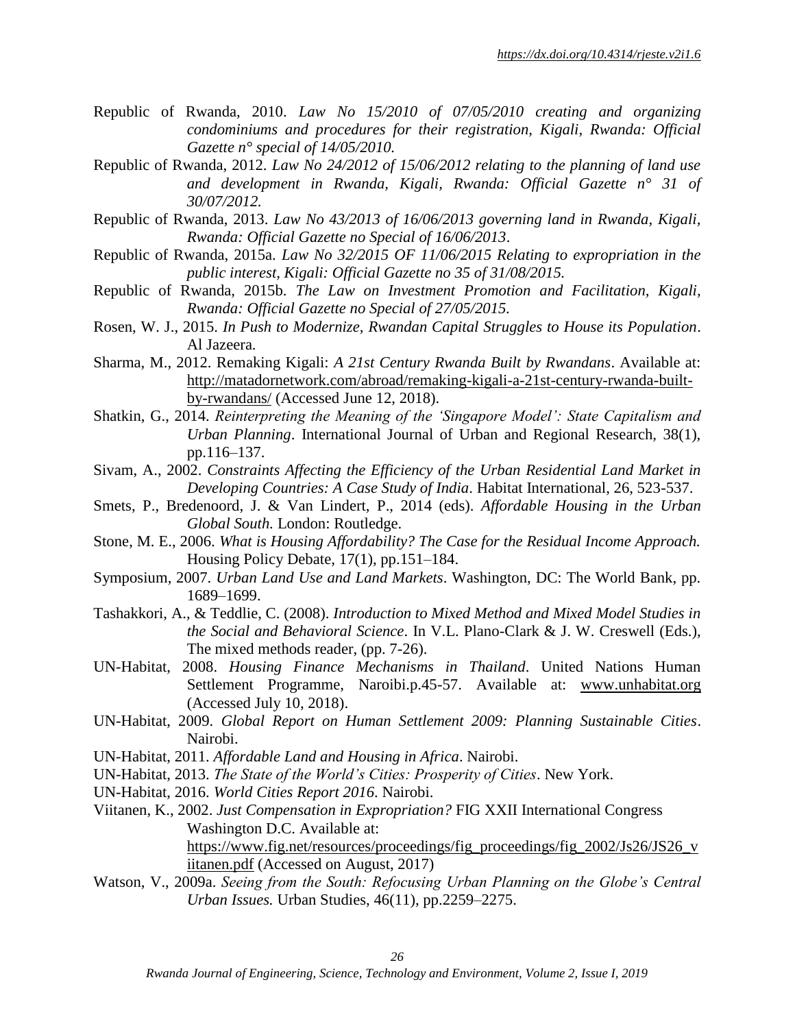Republic of Rwanda, 2010. *Law No 15/2010 of 07/05/2010 creating and organizing condominiums and procedures for their registration, Kigali, Rwanda: Official Gazette n° special of 14/05/2010.*

Republic of Rwanda, 2012. *Law No 24/2012 of 15/06/2012 relating to the planning of land use and development in Rwanda, Kigali, Rwanda: Official Gazette n° 31 of 30/07/2012.*

Republic of Rwanda, 2013. *Law No 43/2013 of 16/06/2013 governing land in Rwanda, Kigali, Rwanda: Official Gazette no Special of 16/06/2013*.

Republic of Rwanda, 2015a. *Law No 32/2015 OF 11/06/2015 Relating to expropriation in the public interest, Kigali: Official Gazette no 35 of 31/08/2015.*

Republic of Rwanda, 2015b. *The Law on Investment Promotion and Facilitation, Kigali, Rwanda: Official Gazette no Special of 27/05/2015.*

Rosen, W. J., 2015. *In Push to Modernize, Rwandan Capital Struggles to House its Population*. Al Jazeera.

Sharma, M., 2012. Remaking Kigali: *A 21st Century Rwanda Built by Rwandans*. Available at: http://matadornetwork.com/abroad/remaking-kigali-a-21st-century-rwanda-built-by-rwandans/ (Accessed June 12, 2018).

Shatkin, G., 2014. *Reinterpreting the Meaning of the 'Singapore Model': State Capitalism and Urban Planning*. International Journal of Urban and Regional Research, 38(1), pp.116–137.

Sivam, A., 2002. *Constraints Affecting the Efficiency of the Urban Residential Land Market in Developing Countries: A Case Study of India*. Habitat International, 26, 523-537.

Smets, P., Bredenoord, J. & Van Lindert, P., 2014 (eds). *Affordable Housing in the Urban Global South.* London: Routledge.

Stone, M. E., 2006. *What is Housing Affordability? The Case for the Residual Income Approach.* Housing Policy Debate, 17(1), pp.151–184.

Symposium, 2007. *Urban Land Use and Land Markets*. Washington, DC: The World Bank, pp. 1689–1699.

Tashakkori, A., & Teddlie, C. (2008). *Introduction to Mixed Method and Mixed Model Studies in the Social and Behavioral Science*. In V.L. Plano-Clark & J. W. Creswell (Eds.), The mixed methods reader, (pp. 7-26).

UN-Habitat, 2008. *Housing Finance Mechanisms in Thailand*. United Nations Human Settlement Programme, Naroibi.p.45-57. Available at: www.unhabitat.org (Accessed July 10, 2018).

UN-Habitat, 2009. *Global Report on Human Settlement 2009: Planning Sustainable Cities*. Nairobi.

UN-Habitat, 2011. *Affordable Land and Housing in Africa*. Nairobi.

UN-Habitat, 2013. *The State of the World's Cities: Prosperity of Cities*. New York.

UN-Habitat, 2016. *World Cities Report 2016*. Nairobi.

Viitanen, K., 2002. *Just Compensation in Expropriation?* FIG XXII International Congress Washington D.C. Available at: https://www.fig.net/resources/proceedings/fig_proceedings/fig_2002/Js26/JS26_viitanen.pdf (Accessed on August, 2017)

Watson, V., 2009a. *Seeing from the South: Refocusing Urban Planning on the Globe's Central Urban Issues.* Urban Studies, 46(11), pp.2259–2275.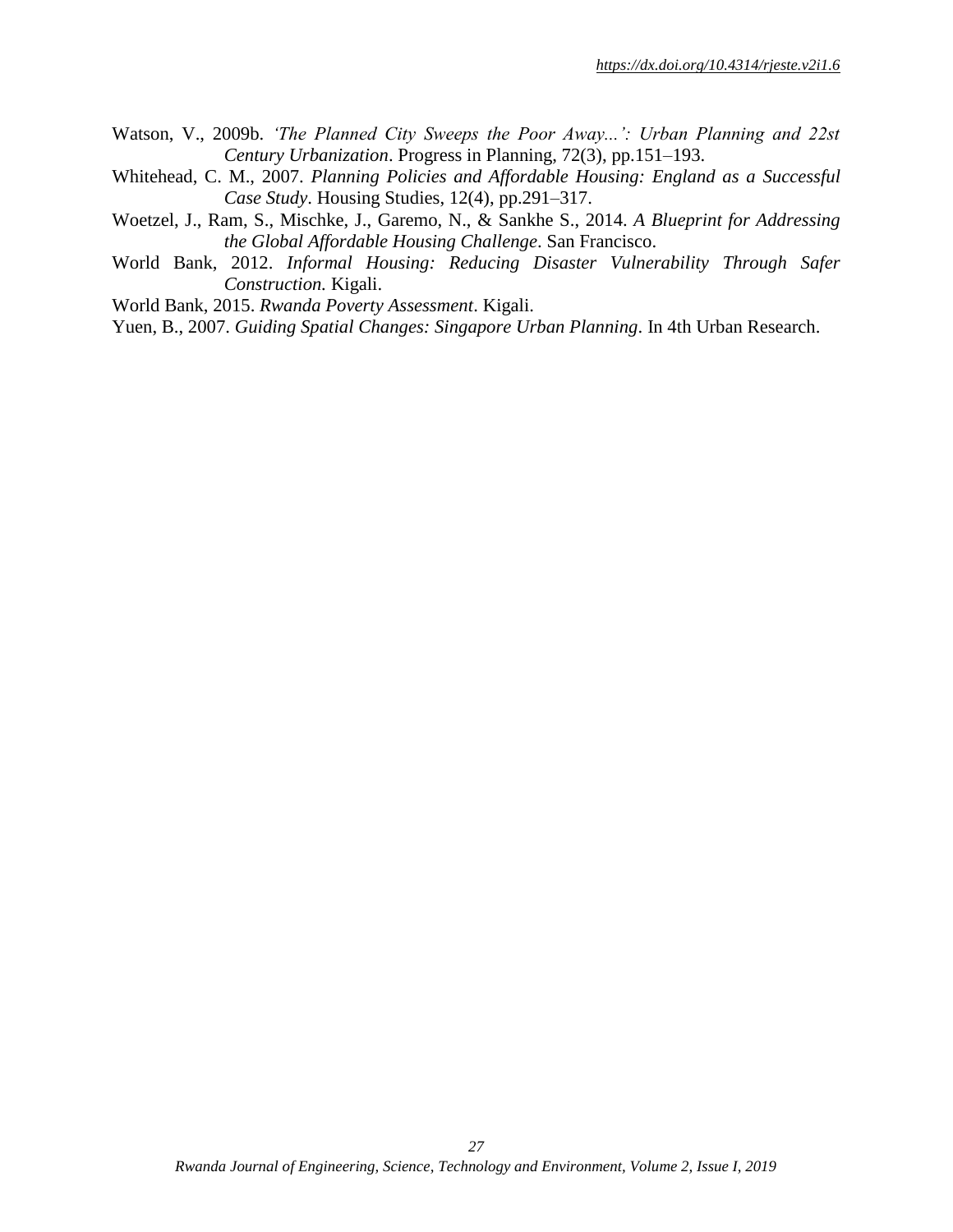Watson, V., 2009b. *'The Planned City Sweeps the Poor Away...': Urban Planning and 22st Century Urbanization*. Progress in Planning, 72(3), pp.151–193.

Whitehead, C. M., 2007. *Planning Policies and Affordable Housing: England as a Successful Case Study*. Housing Studies, 12(4), pp.291–317.

Woetzel, J., Ram, S., Mischke, J., Garemo, N., & Sankhe S., 2014. *A Blueprint for Addressing the Global Affordable Housing Challenge*. San Francisco.

World Bank, 2012. *Informal Housing: Reducing Disaster Vulnerability Through Safer Construction.* Kigali.

World Bank, 2015. *Rwanda Poverty Assessment*. Kigali.

Yuen, B., 2007. *Guiding Spatial Changes: Singapore Urban Planning*. In 4th Urban Research.